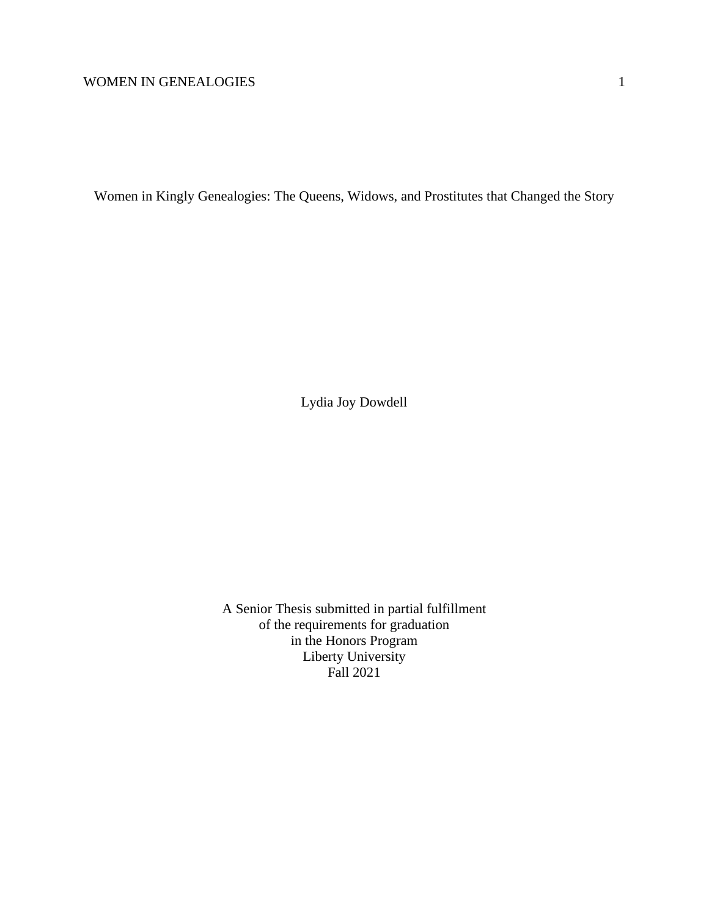# Women in Kingly Genealogies: The Queens, Widows, and Prostitutes that Changed the Story

Lydia Joy Dowdell

A Senior Thesis submitted in partial fulfillment
of the requirements for graduation
in the Honors Program
Liberty University
Fall 2021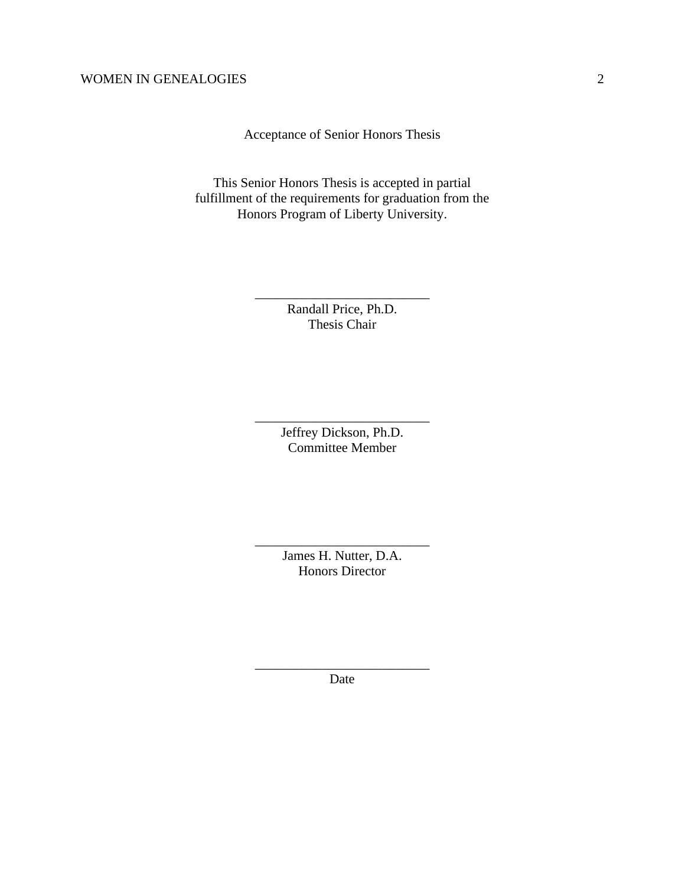Acceptance of Senior Honors Thesis

This Senior Honors Thesis is accepted in partial fulfillment of the requirements for graduation from the Honors Program of Liberty University.

______________________________
Randall Price, Ph.D.
Thesis Chair

______________________________
Jeffrey Dickson, Ph.D.
Committee Member

______________________________
James H. Nutter, D.A.
Honors Director

______________________________
Date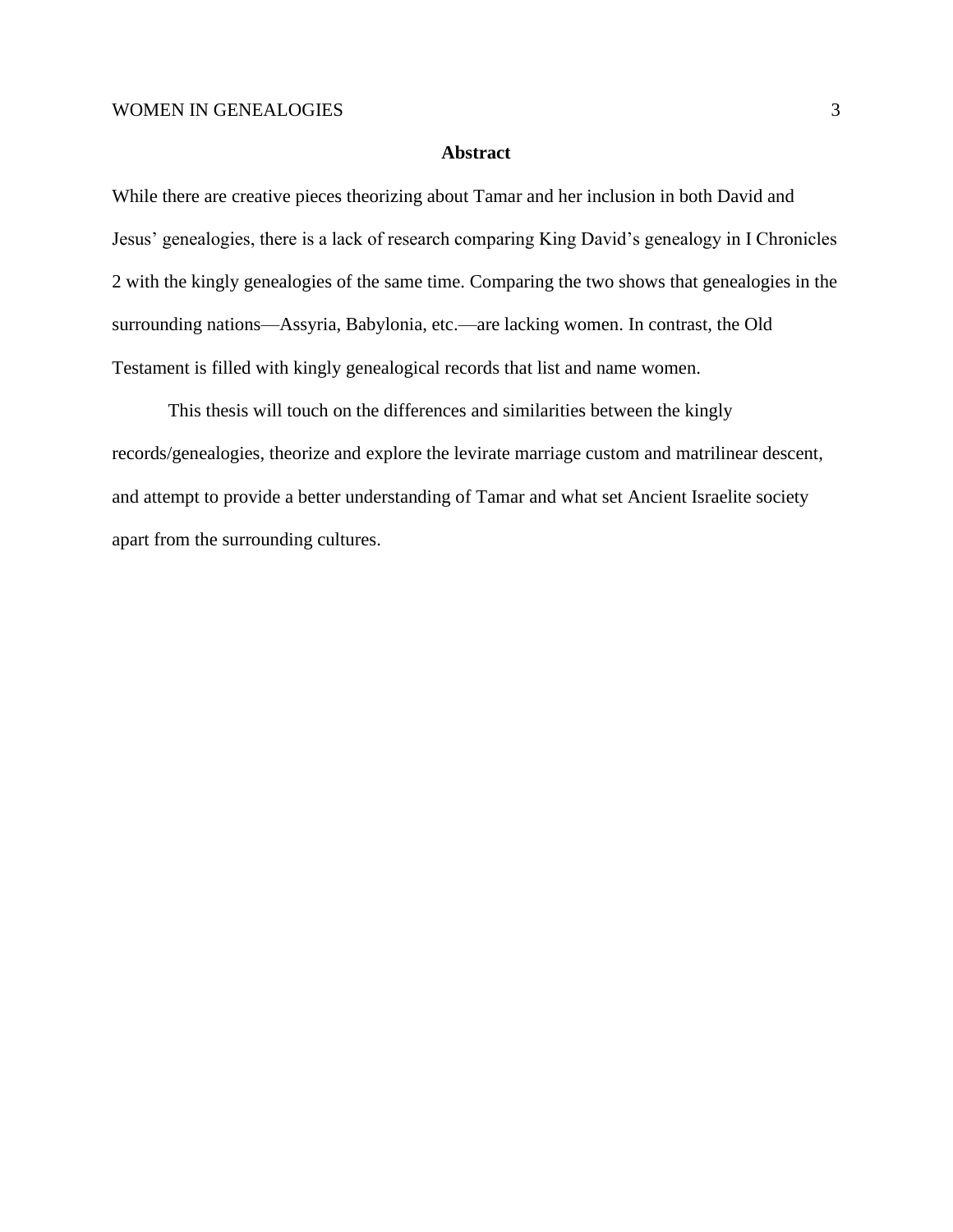## Abstract

While there are creative pieces theorizing about Tamar and her inclusion in both David and Jesus' genealogies, there is a lack of research comparing King David's genealogy in I Chronicles 2 with the kingly genealogies of the same time. Comparing the two shows that genealogies in the surrounding nations—Assyria, Babylonia, etc.—are lacking women. In contrast, the Old Testament is filled with kingly genealogical records that list and name women.

This thesis will touch on the differences and similarities between the kingly records/genealogies, theorize and explore the levirate marriage custom and matrilinear descent, and attempt to provide a better understanding of Tamar and what set Ancient Israelite society apart from the surrounding cultures.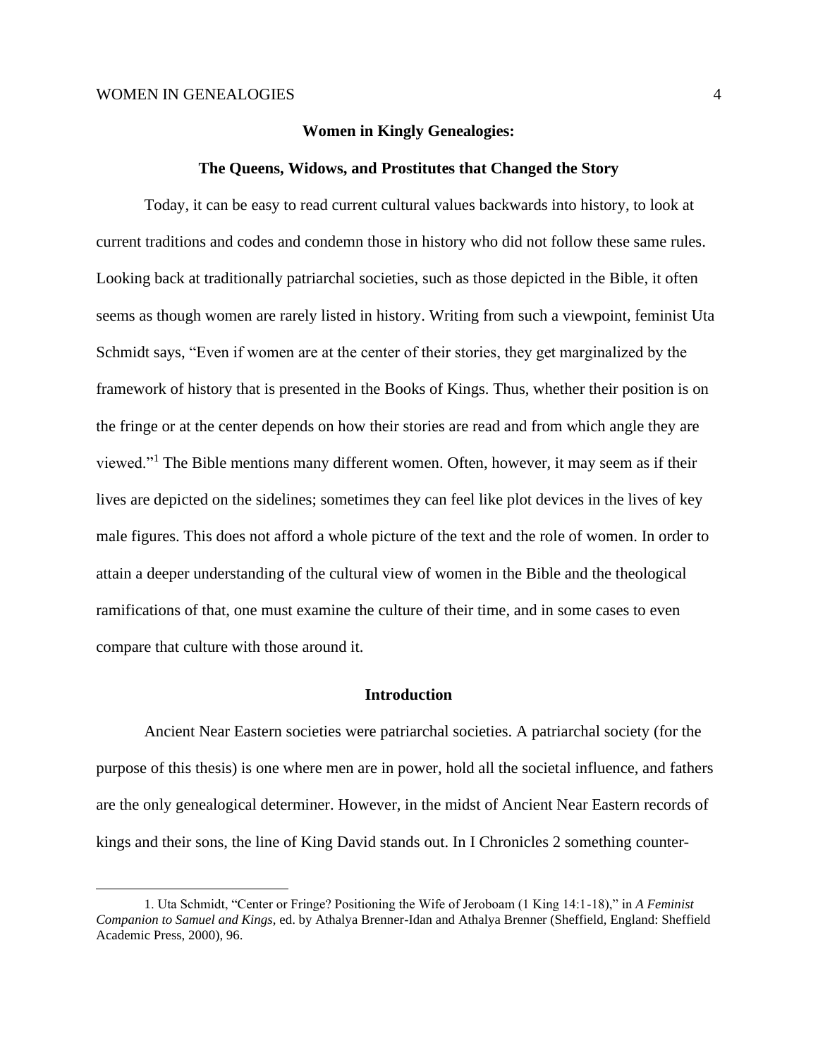**Women in Kingly Genealogies:**

**The Queens, Widows, and Prostitutes that Changed the Story**

Today, it can be easy to read current cultural values backwards into history, to look at current traditions and codes and condemn those in history who did not follow these same rules. Looking back at traditionally patriarchal societies, such as those depicted in the Bible, it often seems as though women are rarely listed in history. Writing from such a viewpoint, feminist Uta Schmidt says, "Even if women are at the center of their stories, they get marginalized by the framework of history that is presented in the Books of Kings. Thus, whether their position is on the fringe or at the center depends on how their stories are read and from which angle they are viewed."[1] The Bible mentions many different women. Often, however, it may seem as if their lives are depicted on the sidelines; sometimes they can feel like plot devices in the lives of key male figures. This does not afford a whole picture of the text and the role of women. In order to attain a deeper understanding of the cultural view of women in the Bible and the theological ramifications of that, one must examine the culture of their time, and in some cases to even compare that culture with those around it.

## Introduction

Ancient Near Eastern societies were patriarchal societies. A patriarchal society (for the purpose of this thesis) is one where men are in power, hold all the societal influence, and fathers are the only genealogical determiner. However, in the midst of Ancient Near Eastern records of kings and their sons, the line of King David stands out. In I Chronicles 2 something counter-

1. Uta Schmidt, "Center or Fringe? Positioning the Wife of Jeroboam (1 King 14:1-18)," in *A Feminist Companion to Samuel and Kings,* ed. by Athalya Brenner-Idan and Athalya Brenner (Sheffield, England: Sheffield Academic Press, 2000), 96.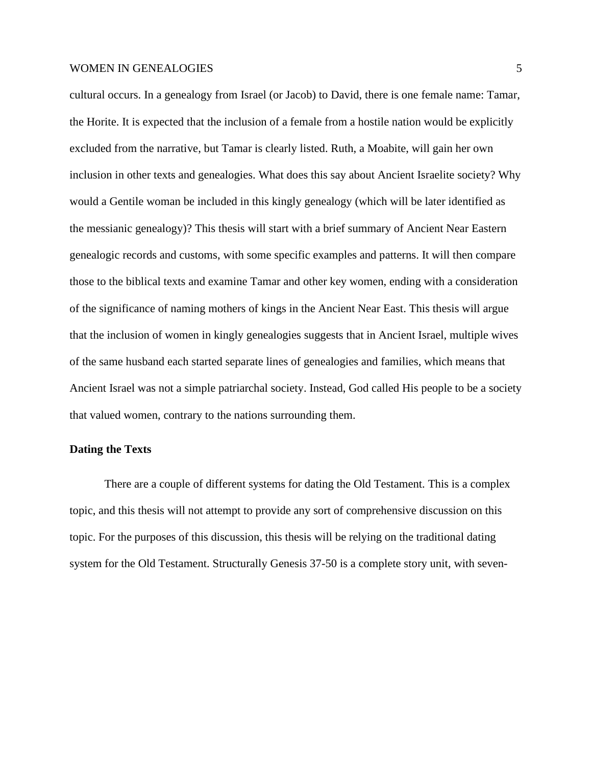cultural occurs. In a genealogy from Israel (or Jacob) to David, there is one female name: Tamar, the Horite. It is expected that the inclusion of a female from a hostile nation would be explicitly excluded from the narrative, but Tamar is clearly listed. Ruth, a Moabite, will gain her own inclusion in other texts and genealogies. What does this say about Ancient Israelite society? Why would a Gentile woman be included in this kingly genealogy (which will be later identified as the messianic genealogy)? This thesis will start with a brief summary of Ancient Near Eastern genealogic records and customs, with some specific examples and patterns. It will then compare those to the biblical texts and examine Tamar and other key women, ending with a consideration of the significance of naming mothers of kings in the Ancient Near East. This thesis will argue that the inclusion of women in kingly genealogies suggests that in Ancient Israel, multiple wives of the same husband each started separate lines of genealogies and families, which means that Ancient Israel was not a simple patriarchal society. Instead, God called His people to be a society that valued women, contrary to the nations surrounding them.

**Dating the Texts**

There are a couple of different systems for dating the Old Testament. This is a complex topic, and this thesis will not attempt to provide any sort of comprehensive discussion on this topic. For the purposes of this discussion, this thesis will be relying on the traditional dating system for the Old Testament. Structurally Genesis 37-50 is a complete story unit, with seven-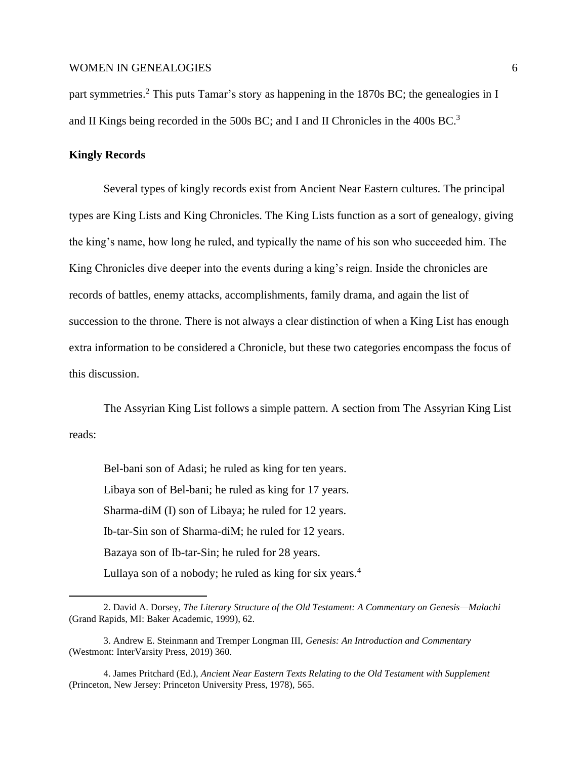part symmetries.[2] This puts Tamar's story as happening in the 1870s BC; the genealogies in I and II Kings being recorded in the 500s BC; and I and II Chronicles in the 400s BC.[3]

**Kingly Records**

Several types of kingly records exist from Ancient Near Eastern cultures. The principal types are King Lists and King Chronicles. The King Lists function as a sort of genealogy, giving the king's name, how long he ruled, and typically the name of his son who succeeded him. The King Chronicles dive deeper into the events during a king's reign. Inside the chronicles are records of battles, enemy attacks, accomplishments, family drama, and again the list of succession to the throne. There is not always a clear distinction of when a King List has enough extra information to be considered a Chronicle, but these two categories encompass the focus of this discussion.

The Assyrian King List follows a simple pattern. A section from The Assyrian King List reads:

> Bel-bani son of Adasi; he ruled as king for ten years.
> Libaya son of Bel-bani; he ruled as king for 17 years.
> Sharma-diM (I) son of Libaya; he ruled for 12 years.
> Ib-tar-Sin son of Sharma-diM; he ruled for 12 years.
> Bazaya son of Ib-tar-Sin; he ruled for 28 years.
> Lullaya son of a nobody; he ruled as king for six years.[4]

---

2. David A. Dorsey, *The Literary Structure of the Old Testament: A Commentary on Genesis—Malachi* (Grand Rapids, MI: Baker Academic, 1999), 62.

3. Andrew E. Steinmann and Tremper Longman III, *Genesis: An Introduction and Commentary* (Westmont: InterVarsity Press, 2019) 360.

4. James Pritchard (Ed.), *Ancient Near Eastern Texts Relating to the Old Testament with Supplement* (Princeton, New Jersey: Princeton University Press, 1978), 565.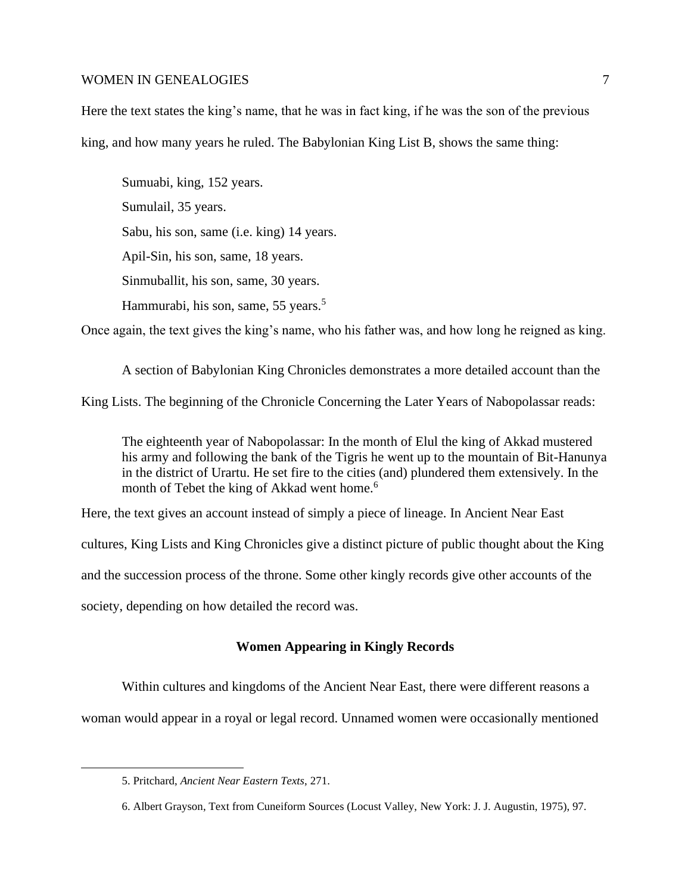Here the text states the king's name, that he was in fact king, if he was the son of the previous king, and how many years he ruled. The Babylonian King List B, shows the same thing:

> Sumuabi, king, 152 years.
>
> Sumulail, 35 years.
>
> Sabu, his son, same (i.e. king) 14 years.
>
> Apil-Sin, his son, same, 18 years.
>
> Sinmuballit, his son, same, 30 years.
>
> Hammurabi, his son, same, 55 years.[5]

Once again, the text gives the king's name, who his father was, and how long he reigned as king.

A section of Babylonian King Chronicles demonstrates a more detailed account than the King Lists. The beginning of the Chronicle Concerning the Later Years of Nabopolassar reads:

> The eighteenth year of Nabopolassar: In the month of Elul the king of Akkad mustered his army and following the bank of the Tigris he went up to the mountain of Bit-Hanunya in the district of Urartu. He set fire to the cities (and) plundered them extensively. In the month of Tebet the king of Akkad went home.[6]

Here, the text gives an account instead of simply a piece of lineage. In Ancient Near East cultures, King Lists and King Chronicles give a distinct picture of public thought about the King and the succession process of the throne. Some other kingly records give other accounts of the society, depending on how detailed the record was.

## Women Appearing in Kingly Records

Within cultures and kingdoms of the Ancient Near East, there were different reasons a woman would appear in a royal or legal record. Unnamed women were occasionally mentioned

---

5. Pritchard, *Ancient Near Eastern Texts*, 271.

6. Albert Grayson, Text from Cuneiform Sources (Locust Valley, New York: J. J. Augustin, 1975), 97.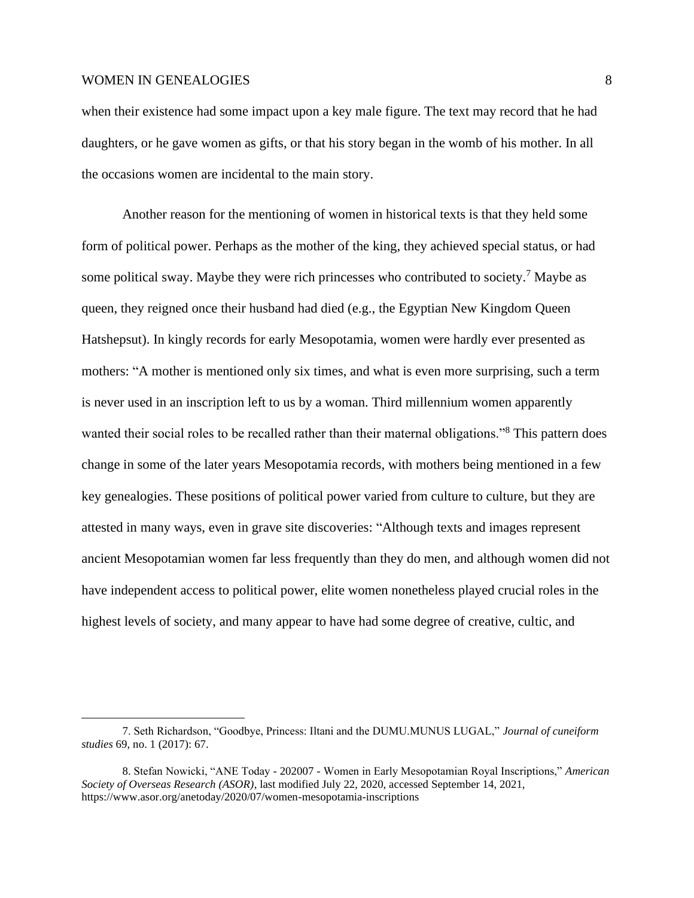when their existence had some impact upon a key male figure. The text may record that he had daughters, or he gave women as gifts, or that his story began in the womb of his mother. In all the occasions women are incidental to the main story.

Another reason for the mentioning of women in historical texts is that they held some form of political power. Perhaps as the mother of the king, they achieved special status, or had some political sway. Maybe they were rich princesses who contributed to society.[7] Maybe as queen, they reigned once their husband had died (e.g., the Egyptian New Kingdom Queen Hatshepsut). In kingly records for early Mesopotamia, women were hardly ever presented as mothers: "A mother is mentioned only six times, and what is even more surprising, such a term is never used in an inscription left to us by a woman. Third millennium women apparently wanted their social roles to be recalled rather than their maternal obligations."[8] This pattern does change in some of the later years Mesopotamia records, with mothers being mentioned in a few key genealogies. These positions of political power varied from culture to culture, but they are attested in many ways, even in grave site discoveries: "Although texts and images represent ancient Mesopotamian women far less frequently than they do men, and although women did not have independent access to political power, elite women nonetheless played crucial roles in the highest levels of society, and many appear to have had some degree of creative, cultic, and

---

7. Seth Richardson, "Goodbye, Princess: Iltani and the DUMU.MUNUS LUGAL," *Journal of cuneiform studies* 69, no. 1 (2017): 67.

8. Stefan Nowicki, "ANE Today - 202007 - Women in Early Mesopotamian Royal Inscriptions," *American Society of Overseas Research (ASOR)*, last modified July 22, 2020, accessed September 14, 2021, https://www.asor.org/anetoday/2020/07/women-mesopotamia-inscriptions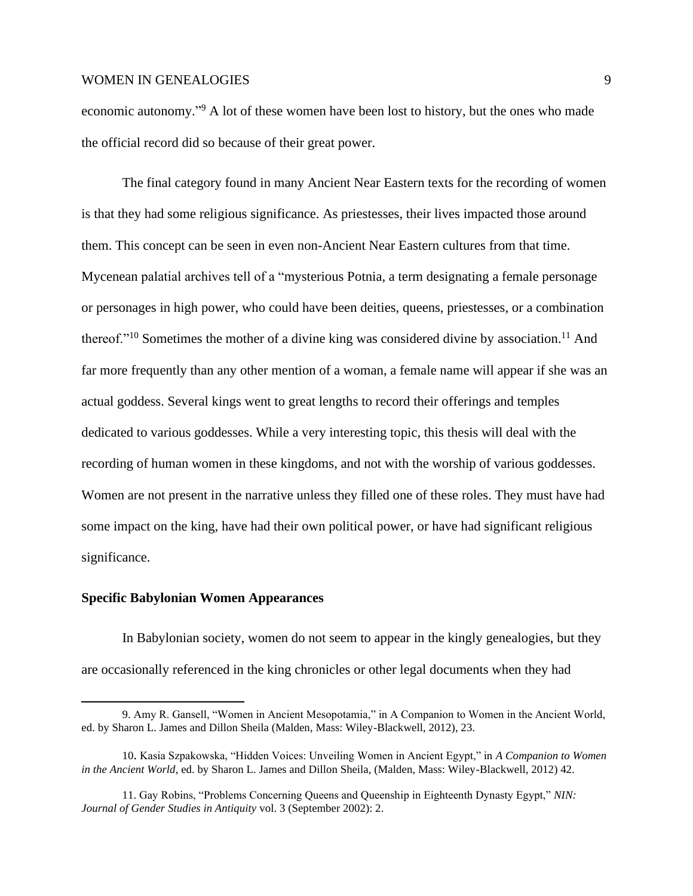economic autonomy."[9] A lot of these women have been lost to history, but the ones who made the official record did so because of their great power.

The final category found in many Ancient Near Eastern texts for the recording of women is that they had some religious significance. As priestesses, their lives impacted those around them. This concept can be seen in even non-Ancient Near Eastern cultures from that time. Mycenean palatial archives tell of a "mysterious Potnia, a term designating a female personage or personages in high power, who could have been deities, queens, priestesses, or a combination thereof."[10] Sometimes the mother of a divine king was considered divine by association.[11] And far more frequently than any other mention of a woman, a female name will appear if she was an actual goddess. Several kings went to great lengths to record their offerings and temples dedicated to various goddesses. While a very interesting topic, this thesis will deal with the recording of human women in these kingdoms, and not with the worship of various goddesses. Women are not present in the narrative unless they filled one of these roles. They must have had some impact on the king, have had their own political power, or have had significant religious significance.

**Specific Babylonian Women Appearances**

In Babylonian society, women do not seem to appear in the kingly genealogies, but they are occasionally referenced in the king chronicles or other legal documents when they had

---

9. Amy R. Gansell, "Women in Ancient Mesopotamia," in A Companion to Women in the Ancient World, ed. by Sharon L. James and Dillon Sheila (Malden, Mass: Wiley-Blackwell, 2012), 23.

10. Kasia Szpakowska, "Hidden Voices: Unveiling Women in Ancient Egypt," in *A Companion to Women in the Ancient World*, ed. by Sharon L. James and Dillon Sheila, (Malden, Mass: Wiley-Blackwell, 2012) 42.

11. Gay Robins, "Problems Concerning Queens and Queenship in Eighteenth Dynasty Egypt," *NIN: Journal of Gender Studies in Antiquity* vol. 3 (September 2002): 2.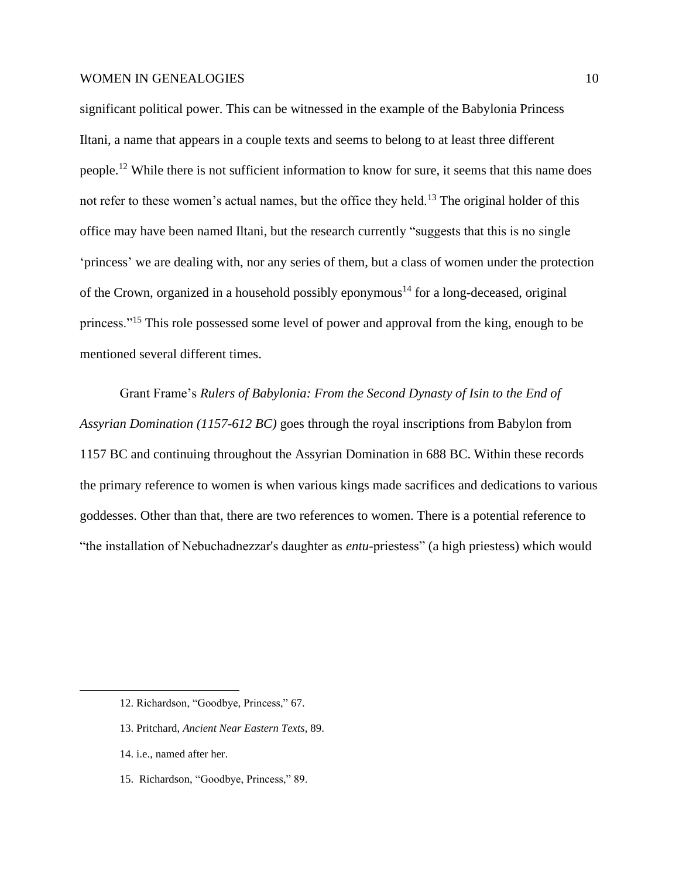significant political power. This can be witnessed in the example of the Babylonia Princess Iltani, a name that appears in a couple texts and seems to belong to at least three different people.[12] While there is not sufficient information to know for sure, it seems that this name does not refer to these women's actual names, but the office they held.[13] The original holder of this office may have been named Iltani, but the research currently "suggests that this is no single 'princess' we are dealing with, nor any series of them, but a class of women under the protection of the Crown, organized in a household possibly eponymous[14] for a long-deceased, original princess."[15] This role possessed some level of power and approval from the king, enough to be mentioned several different times.

Grant Frame's *Rulers of Babylonia: From the Second Dynasty of Isin to the End of Assyrian Domination (1157-612 BC)* goes through the royal inscriptions from Babylon from 1157 BC and continuing throughout the Assyrian Domination in 688 BC. Within these records the primary reference to women is when various kings made sacrifices and dedications to various goddesses. Other than that, there are two references to women. There is a potential reference to "the installation of Nebuchadnezzar's daughter as *entu*-priestess" (a high priestess) which would

12. Richardson, "Goodbye, Princess," 67.

13. Pritchard, *Ancient Near Eastern Texts*, 89.

14. i.e., named after her.

15. Richardson, "Goodbye, Princess," 89.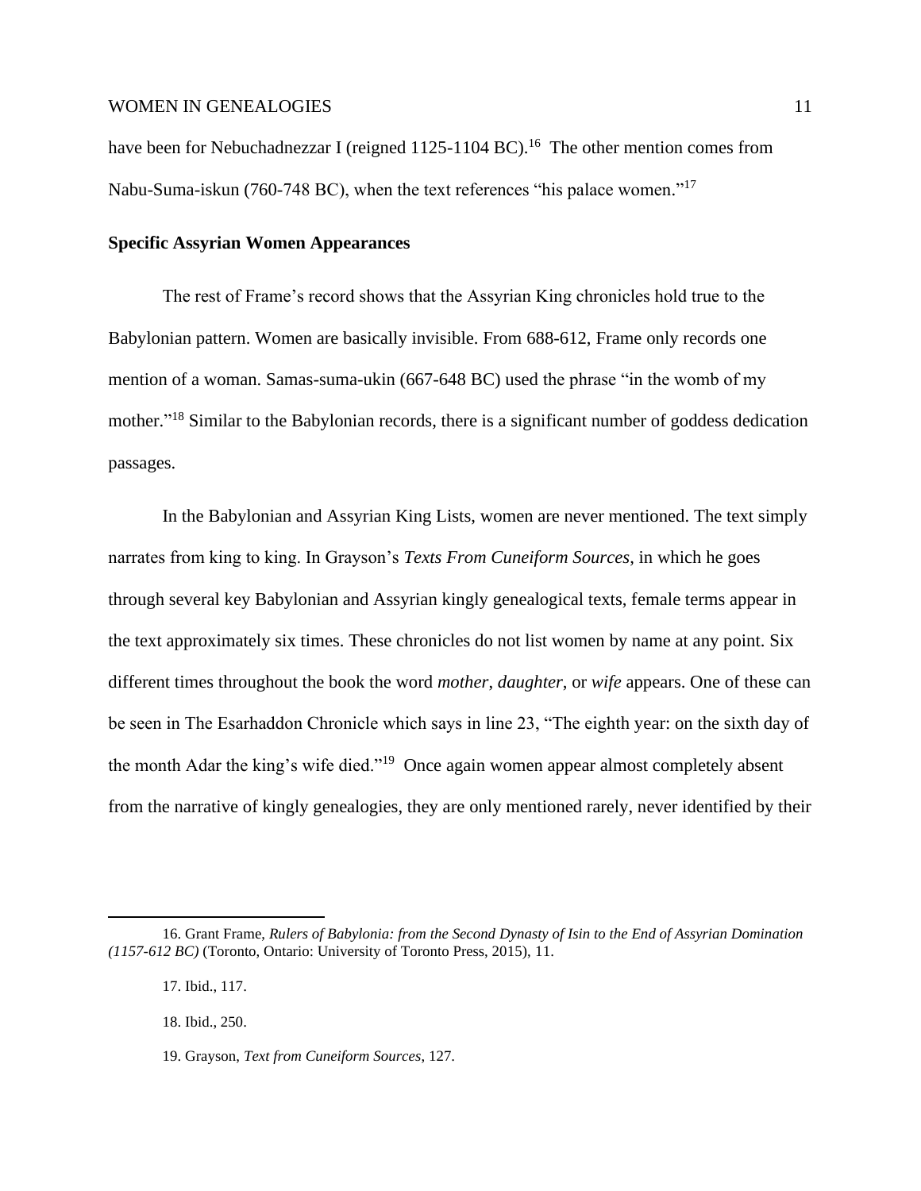have been for Nebuchadnezzar I (reigned 1125-1104 BC).[16] The other mention comes from Nabu-Suma-iskun (760-748 BC), when the text references "his palace women."[17]

**Specific Assyrian Women Appearances**

The rest of Frame's record shows that the Assyrian King chronicles hold true to the Babylonian pattern. Women are basically invisible. From 688-612, Frame only records one mention of a woman. Samas-suma-ukin (667-648 BC) used the phrase "in the womb of my mother."[18] Similar to the Babylonian records, there is a significant number of goddess dedication passages.

In the Babylonian and Assyrian King Lists, women are never mentioned. The text simply narrates from king to king. In Grayson's *Texts From Cuneiform Sources*, in which he goes through several key Babylonian and Assyrian kingly genealogical texts, female terms appear in the text approximately six times. These chronicles do not list women by name at any point. Six different times throughout the book the word *mother*, *daughter*, or *wife* appears. One of these can be seen in The Esarhaddon Chronicle which says in line 23, "The eighth year: on the sixth day of the month Adar the king's wife died."[19] Once again women appear almost completely absent from the narrative of kingly genealogies, they are only mentioned rarely, never identified by their

---

16. Grant Frame, *Rulers of Babylonia: from the Second Dynasty of Isin to the End of Assyrian Domination (1157-612 BC)* (Toronto, Ontario: University of Toronto Press, 2015), 11.

17. Ibid., 117.

18. Ibid., 250.

19. Grayson, *Text from Cuneiform Sources*, 127.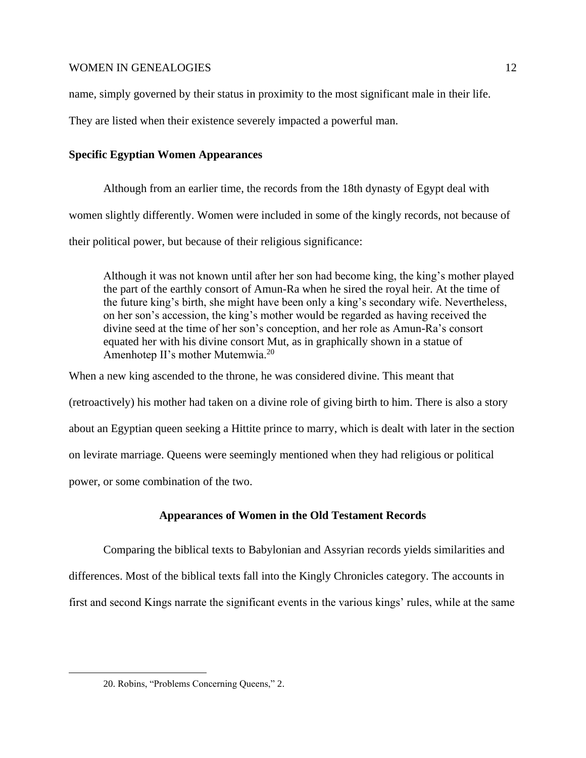name, simply governed by their status in proximity to the most significant male in their life. They are listed when their existence severely impacted a powerful man.

### Specific Egyptian Women Appearances

Although from an earlier time, the records from the 18th dynasty of Egypt deal with women slightly differently. Women were included in some of the kingly records, not because of their political power, but because of their religious significance:

> Although it was not known until after her son had become king, the king's mother played the part of the earthly consort of Amun-Ra when he sired the royal heir. At the time of the future king's birth, she might have been only a king's secondary wife. Nevertheless, on her son's accession, the king's mother would be regarded as having received the divine seed at the time of her son's conception, and her role as Amun-Ra's consort equated her with his divine consort Mut, as in graphically shown in a statue of Amenhotep II's mother Mutemwia.[20]

When a new king ascended to the throne, he was considered divine. This meant that (retroactively) his mother had taken on a divine role of giving birth to him. There is also a story about an Egyptian queen seeking a Hittite prince to marry, which is dealt with later in the section on levirate marriage. Queens were seemingly mentioned when they had religious or political power, or some combination of the two.

## Appearances of Women in the Old Testament Records

Comparing the biblical texts to Babylonian and Assyrian records yields similarities and differences. Most of the biblical texts fall into the Kingly Chronicles category. The accounts in first and second Kings narrate the significant events in the various kings' rules, while at the same

---

20. Robins, "Problems Concerning Queens," 2.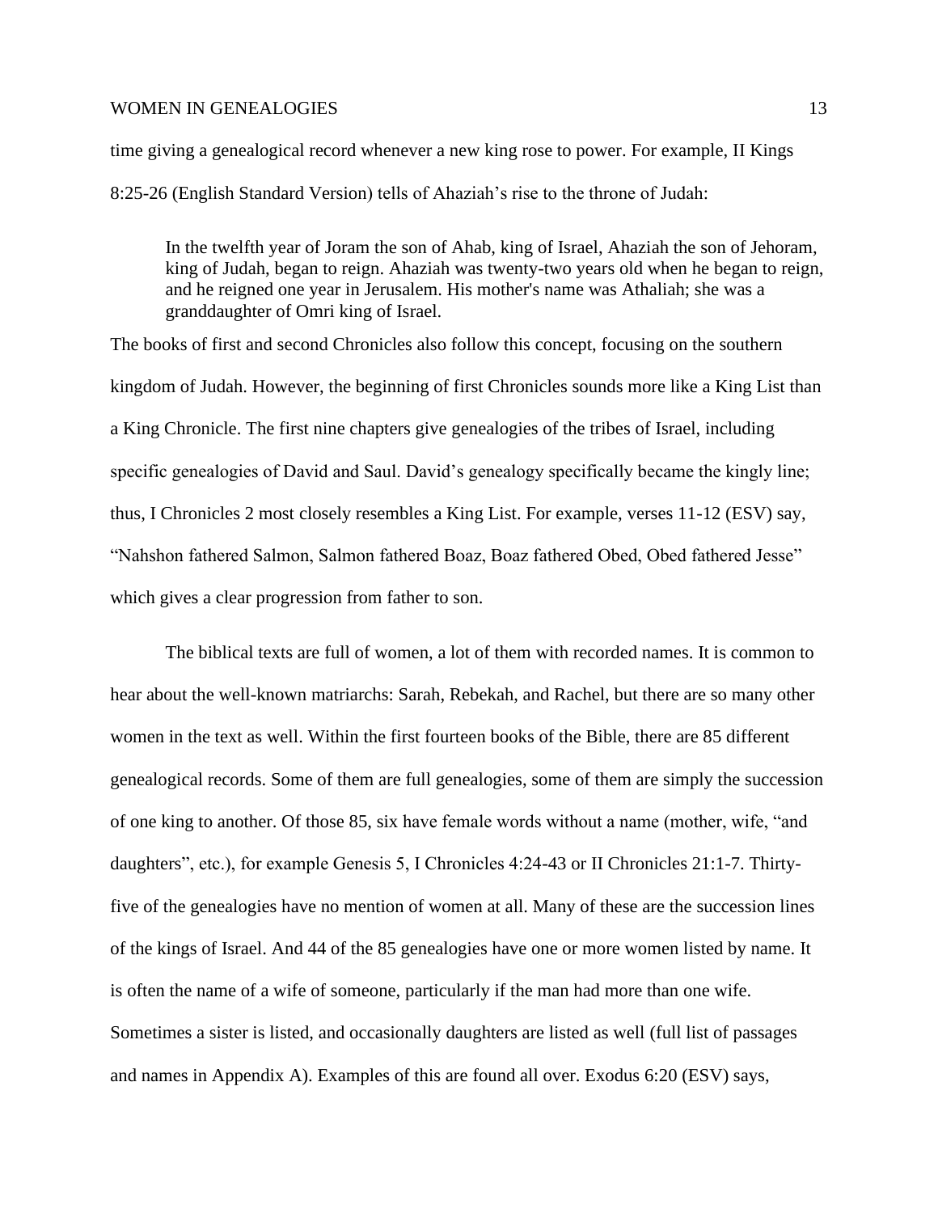time giving a genealogical record whenever a new king rose to power. For example, II Kings 8:25-26 (English Standard Version) tells of Ahaziah's rise to the throne of Judah:

> In the twelfth year of Joram the son of Ahab, king of Israel, Ahaziah the son of Jehoram, king of Judah, began to reign. Ahaziah was twenty-two years old when he began to reign, and he reigned one year in Jerusalem. His mother's name was Athaliah; she was a granddaughter of Omri king of Israel.

The books of first and second Chronicles also follow this concept, focusing on the southern kingdom of Judah. However, the beginning of first Chronicles sounds more like a King List than a King Chronicle. The first nine chapters give genealogies of the tribes of Israel, including specific genealogies of David and Saul. David's genealogy specifically became the kingly line; thus, I Chronicles 2 most closely resembles a King List. For example, verses 11-12 (ESV) say, "Nahshon fathered Salmon, Salmon fathered Boaz, Boaz fathered Obed, Obed fathered Jesse" which gives a clear progression from father to son.

The biblical texts are full of women, a lot of them with recorded names. It is common to hear about the well-known matriarchs: Sarah, Rebekah, and Rachel, but there are so many other women in the text as well. Within the first fourteen books of the Bible, there are 85 different genealogical records. Some of them are full genealogies, some of them are simply the succession of one king to another. Of those 85, six have female words without a name (mother, wife, "and daughters", etc.), for example Genesis 5, I Chronicles 4:24-43 or II Chronicles 21:1-7. Thirty-five of the genealogies have no mention of women at all. Many of these are the succession lines of the kings of Israel. And 44 of the 85 genealogies have one or more women listed by name. It is often the name of a wife of someone, particularly if the man had more than one wife. Sometimes a sister is listed, and occasionally daughters are listed as well (full list of passages and names in Appendix A). Examples of this are found all over. Exodus 6:20 (ESV) says,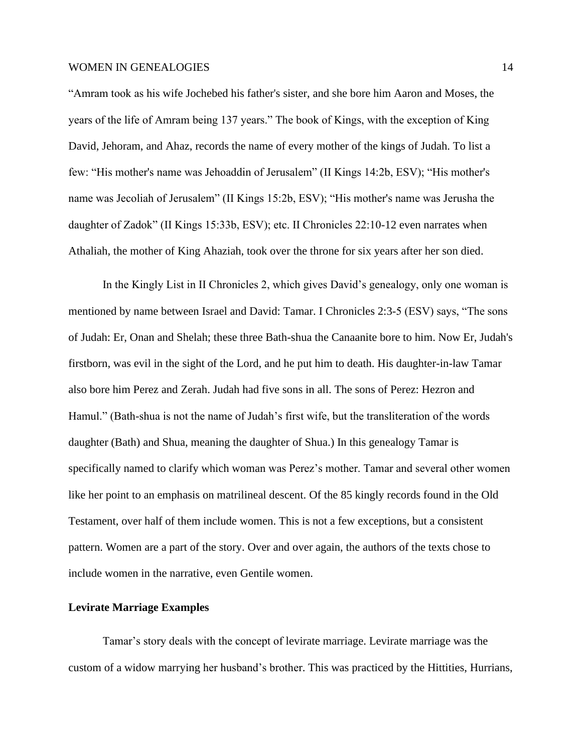"Amram took as his wife Jochebed his father's sister, and she bore him Aaron and Moses, the years of the life of Amram being 137 years." The book of Kings, with the exception of King David, Jehoram, and Ahaz, records the name of every mother of the kings of Judah. To list a few: "His mother's name was Jehoaddin of Jerusalem" (II Kings 14:2b, ESV); "His mother's name was Jecoliah of Jerusalem" (II Kings 15:2b, ESV); "His mother's name was Jerusha the daughter of Zadok" (II Kings 15:33b, ESV); etc. II Chronicles 22:10-12 even narrates when Athaliah, the mother of King Ahaziah, took over the throne for six years after her son died.

In the Kingly List in II Chronicles 2, which gives David's genealogy, only one woman is mentioned by name between Israel and David: Tamar. I Chronicles 2:3-5 (ESV) says, "The sons of Judah: Er, Onan and Shelah; these three Bath-shua the Canaanite bore to him. Now Er, Judah's firstborn, was evil in the sight of the Lord, and he put him to death. His daughter-in-law Tamar also bore him Perez and Zerah. Judah had five sons in all. The sons of Perez: Hezron and Hamul." (Bath-shua is not the name of Judah's first wife, but the transliteration of the words daughter (Bath) and Shua, meaning the daughter of Shua.) In this genealogy Tamar is specifically named to clarify which woman was Perez's mother. Tamar and several other women like her point to an emphasis on matrilineal descent. Of the 85 kingly records found in the Old Testament, over half of them include women. This is not a few exceptions, but a consistent pattern. Women are a part of the story. Over and over again, the authors of the texts chose to include women in the narrative, even Gentile women.

**Levirate Marriage Examples**

Tamar's story deals with the concept of levirate marriage. Levirate marriage was the custom of a widow marrying her husband's brother. This was practiced by the Hittities, Hurrians,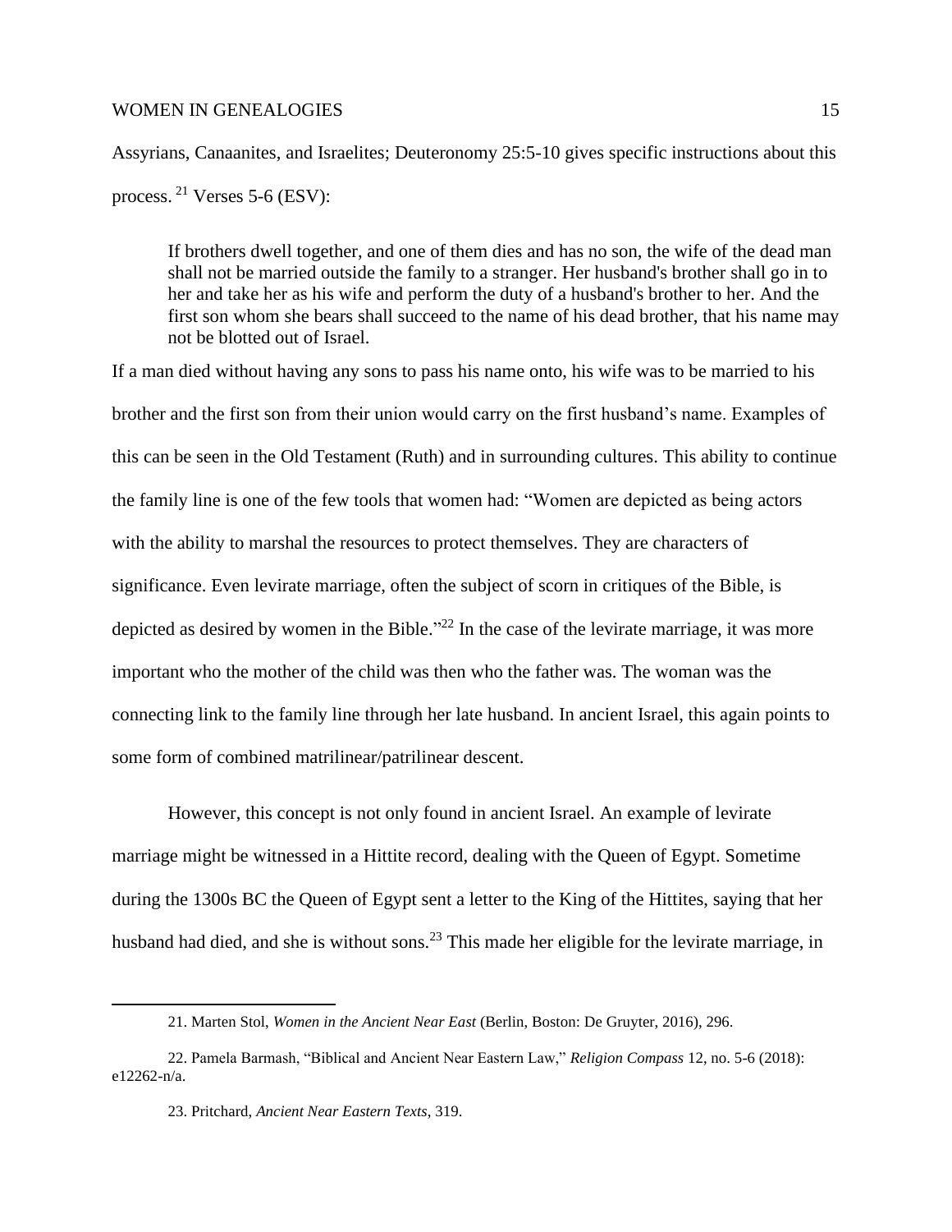Assyrians, Canaanites, and Israelites; Deuteronomy 25:5-10 gives specific instructions about this process.[21] Verses 5-6 (ESV):

> If brothers dwell together, and one of them dies and has no son, the wife of the dead man shall not be married outside the family to a stranger. Her husband's brother shall go in to her and take her as his wife and perform the duty of a husband's brother to her. And the first son whom she bears shall succeed to the name of his dead brother, that his name may not be blotted out of Israel.

If a man died without having any sons to pass his name onto, his wife was to be married to his brother and the first son from their union would carry on the first husband's name. Examples of this can be seen in the Old Testament (Ruth) and in surrounding cultures. This ability to continue the family line is one of the few tools that women had: "Women are depicted as being actors with the ability to marshal the resources to protect themselves. They are characters of significance. Even levirate marriage, often the subject of scorn in critiques of the Bible, is depicted as desired by women in the Bible."[22] In the case of the levirate marriage, it was more important who the mother of the child was then who the father was. The woman was the connecting link to the family line through her late husband. In ancient Israel, this again points to some form of combined matrilinear/patrilinear descent.

However, this concept is not only found in ancient Israel. An example of levirate marriage might be witnessed in a Hittite record, dealing with the Queen of Egypt. Sometime during the 1300s BC the Queen of Egypt sent a letter to the King of the Hittites, saying that her husband had died, and she is without sons.[23] This made her eligible for the levirate marriage, in

---

21. Marten Stol, *Women in the Ancient Near East* (Berlin, Boston: De Gruyter, 2016), 296.

22. Pamela Barmash, "Biblical and Ancient Near Eastern Law," *Religion Compass* 12, no. 5-6 (2018): e12262-n/a.

23. Pritchard, *Ancient Near Eastern Texts*, 319.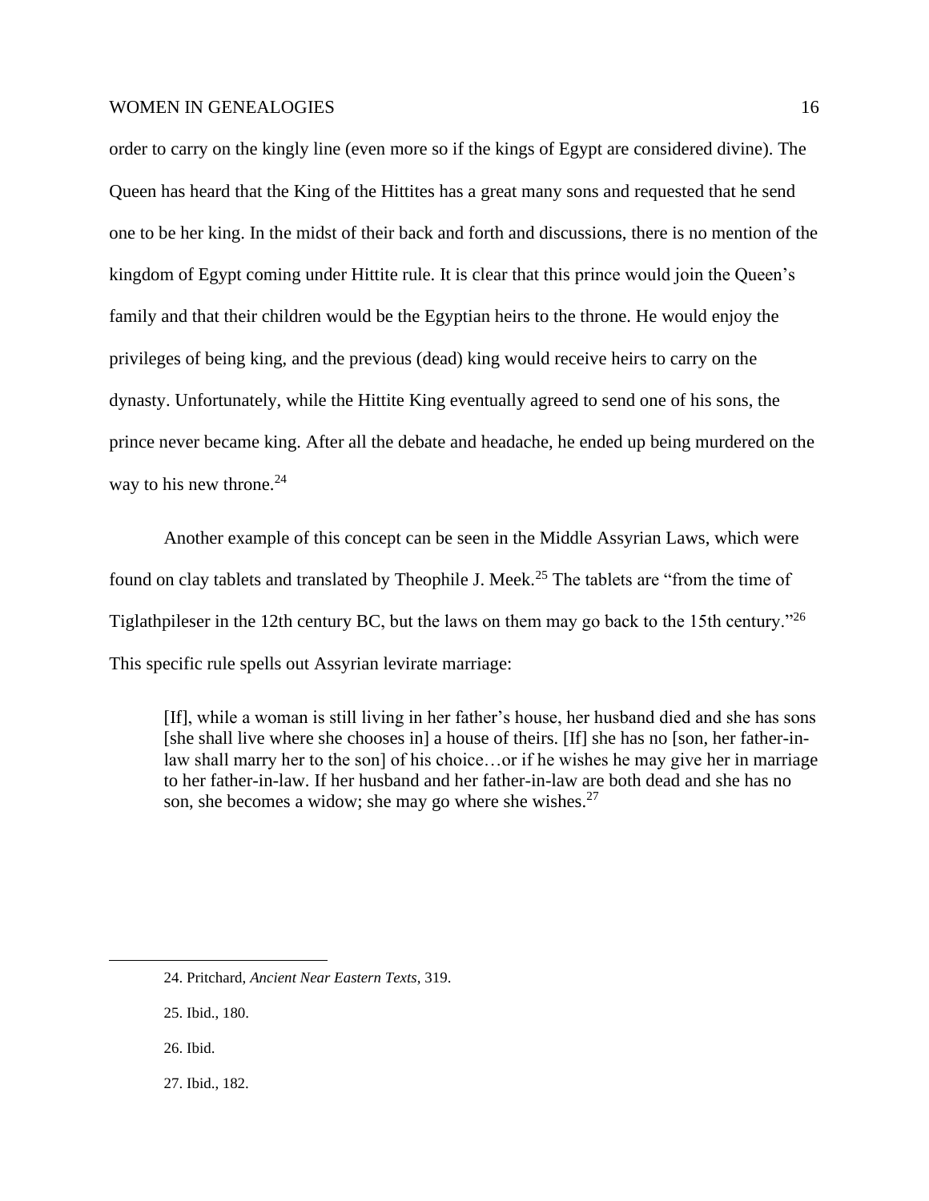order to carry on the kingly line (even more so if the kings of Egypt are considered divine). The Queen has heard that the King of the Hittites has a great many sons and requested that he send one to be her king. In the midst of their back and forth and discussions, there is no mention of the kingdom of Egypt coming under Hittite rule. It is clear that this prince would join the Queen's family and that their children would be the Egyptian heirs to the throne. He would enjoy the privileges of being king, and the previous (dead) king would receive heirs to carry on the dynasty. Unfortunately, while the Hittite King eventually agreed to send one of his sons, the prince never became king. After all the debate and headache, he ended up being murdered on the way to his new throne.[24]

Another example of this concept can be seen in the Middle Assyrian Laws, which were found on clay tablets and translated by Theophile J. Meek.[25] The tablets are "from the time of Tiglathpileser in the 12th century BC, but the laws on them may go back to the 15th century."[26] This specific rule spells out Assyrian levirate marriage:

> [If], while a woman is still living in her father's house, her husband died and she has sons [she shall live where she chooses in] a house of theirs. [If] she has no [son, her father-in-law shall marry her to the son] of his choice…or if he wishes he may give her in marriage to her father-in-law. If her husband and her father-in-law are both dead and she has no son, she becomes a widow; she may go where she wishes.[27]

---

24. Pritchard, *Ancient Near Eastern Texts*, 319.

25. Ibid., 180.

26. Ibid.

27. Ibid., 182.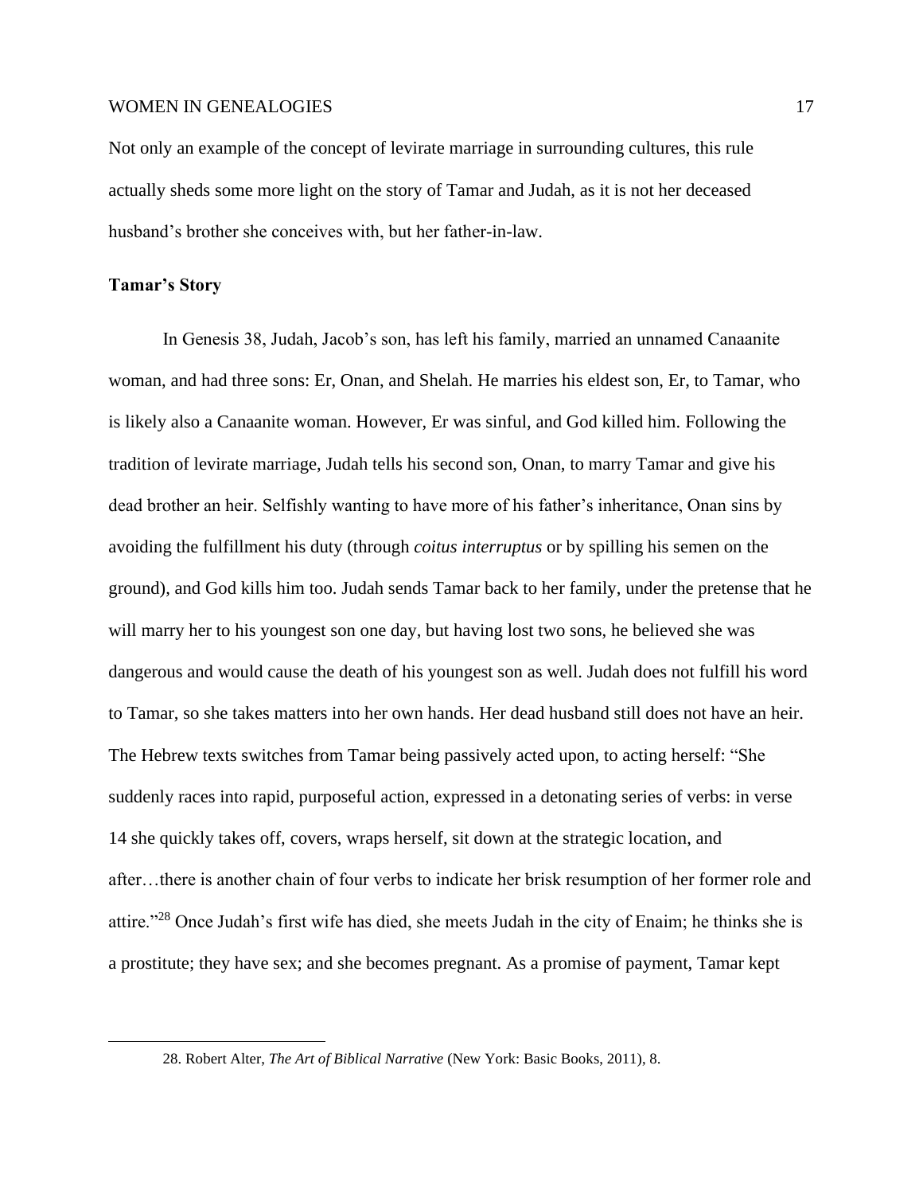Not only an example of the concept of levirate marriage in surrounding cultures, this rule actually sheds some more light on the story of Tamar and Judah, as it is not her deceased husband's brother she conceives with, but her father-in-law.

### Tamar's Story

In Genesis 38, Judah, Jacob's son, has left his family, married an unnamed Canaanite woman, and had three sons: Er, Onan, and Shelah. He marries his eldest son, Er, to Tamar, who is likely also a Canaanite woman. However, Er was sinful, and God killed him. Following the tradition of levirate marriage, Judah tells his second son, Onan, to marry Tamar and give his dead brother an heir. Selfishly wanting to have more of his father's inheritance, Onan sins by avoiding the fulfillment his duty (through *coitus interruptus* or by spilling his semen on the ground), and God kills him too. Judah sends Tamar back to her family, under the pretense that he will marry her to his youngest son one day, but having lost two sons, he believed she was dangerous and would cause the death of his youngest son as well. Judah does not fulfill his word to Tamar, so she takes matters into her own hands. Her dead husband still does not have an heir. The Hebrew texts switches from Tamar being passively acted upon, to acting herself: "She suddenly races into rapid, purposeful action, expressed in a detonating series of verbs: in verse 14 she quickly takes off, covers, wraps herself, sit down at the strategic location, and after…there is another chain of four verbs to indicate her brisk resumption of her former role and attire."[28] Once Judah's first wife has died, she meets Judah in the city of Enaim; he thinks she is a prostitute; they have sex; and she becomes pregnant. As a promise of payment, Tamar kept

28. Robert Alter, *The Art of Biblical Narrative* (New York: Basic Books, 2011), 8.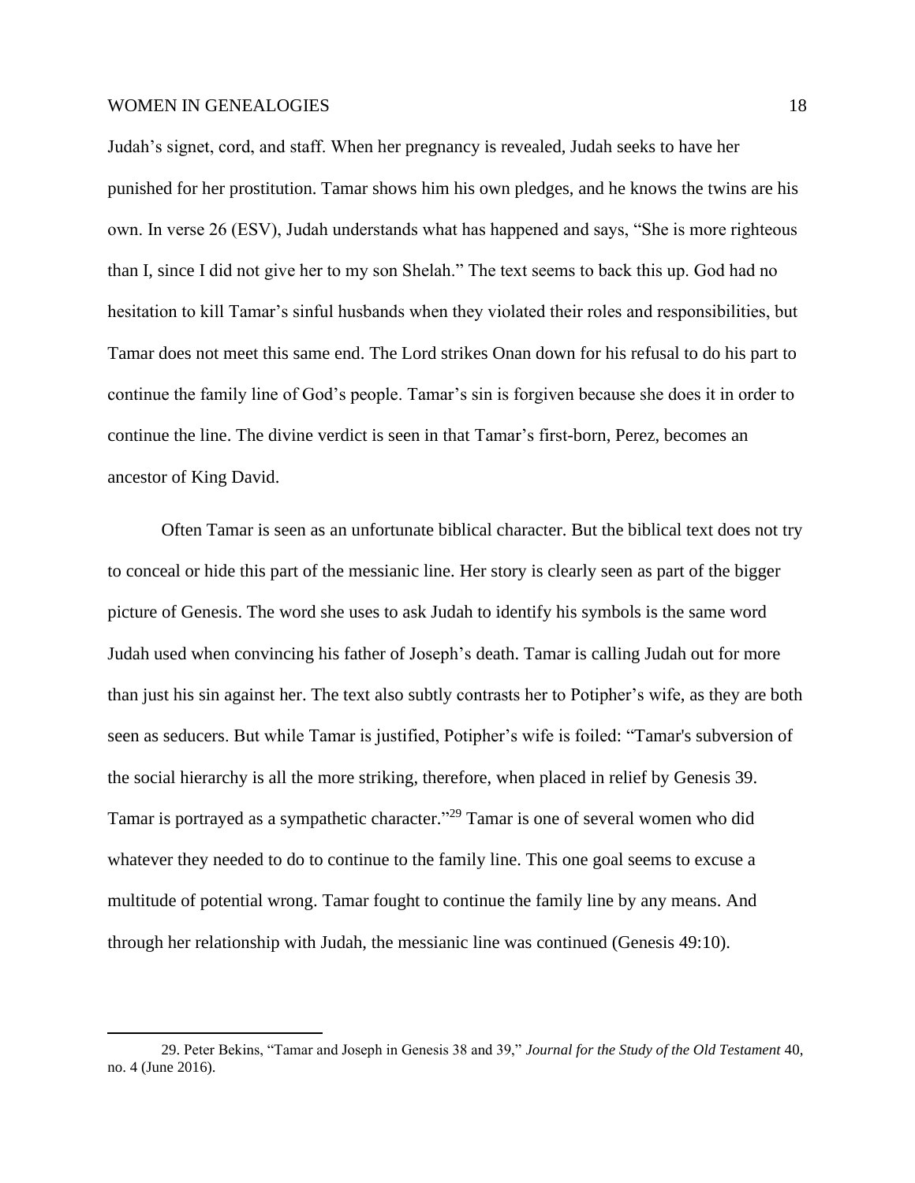Judah's signet, cord, and staff. When her pregnancy is revealed, Judah seeks to have her punished for her prostitution. Tamar shows him his own pledges, and he knows the twins are his own. In verse 26 (ESV), Judah understands what has happened and says, "She is more righteous than I, since I did not give her to my son Shelah." The text seems to back this up. God had no hesitation to kill Tamar's sinful husbands when they violated their roles and responsibilities, but Tamar does not meet this same end. The Lord strikes Onan down for his refusal to do his part to continue the family line of God's people. Tamar's sin is forgiven because she does it in order to continue the line. The divine verdict is seen in that Tamar's first-born, Perez, becomes an ancestor of King David.

Often Tamar is seen as an unfortunate biblical character. But the biblical text does not try to conceal or hide this part of the messianic line. Her story is clearly seen as part of the bigger picture of Genesis. The word she uses to ask Judah to identify his symbols is the same word Judah used when convincing his father of Joseph's death. Tamar is calling Judah out for more than just his sin against her. The text also subtly contrasts her to Potipher's wife, as they are both seen as seducers. But while Tamar is justified, Potipher's wife is foiled: "Tamar's subversion of the social hierarchy is all the more striking, therefore, when placed in relief by Genesis 39. Tamar is portrayed as a sympathetic character."[29] Tamar is one of several women who did whatever they needed to do to continue to the family line. This one goal seems to excuse a multitude of potential wrong. Tamar fought to continue the family line by any means. And through her relationship with Judah, the messianic line was continued (Genesis 49:10).

---

29. Peter Bekins, "Tamar and Joseph in Genesis 38 and 39," *Journal for the Study of the Old Testament* 40, no. 4 (June 2016).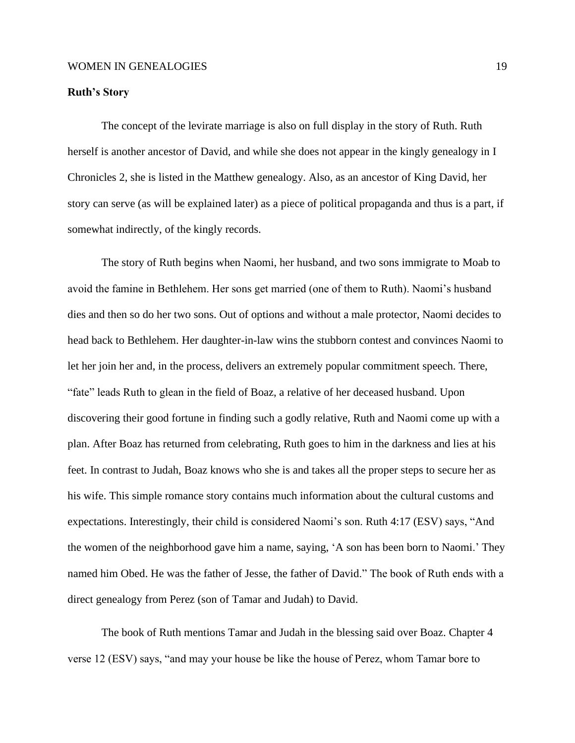**Ruth's Story**

The concept of the levirate marriage is also on full display in the story of Ruth. Ruth herself is another ancestor of David, and while she does not appear in the kingly genealogy in I Chronicles 2, she is listed in the Matthew genealogy. Also, as an ancestor of King David, her story can serve (as will be explained later) as a piece of political propaganda and thus is a part, if somewhat indirectly, of the kingly records.

The story of Ruth begins when Naomi, her husband, and two sons immigrate to Moab to avoid the famine in Bethlehem. Her sons get married (one of them to Ruth). Naomi's husband dies and then so do her two sons. Out of options and without a male protector, Naomi decides to head back to Bethlehem. Her daughter-in-law wins the stubborn contest and convinces Naomi to let her join her and, in the process, delivers an extremely popular commitment speech. There, "fate" leads Ruth to glean in the field of Boaz, a relative of her deceased husband. Upon discovering their good fortune in finding such a godly relative, Ruth and Naomi come up with a plan. After Boaz has returned from celebrating, Ruth goes to him in the darkness and lies at his feet. In contrast to Judah, Boaz knows who she is and takes all the proper steps to secure her as his wife. This simple romance story contains much information about the cultural customs and expectations. Interestingly, their child is considered Naomi's son. Ruth 4:17 (ESV) says, "And the women of the neighborhood gave him a name, saying, 'A son has been born to Naomi.' They named him Obed. He was the father of Jesse, the father of David." The book of Ruth ends with a direct genealogy from Perez (son of Tamar and Judah) to David.

The book of Ruth mentions Tamar and Judah in the blessing said over Boaz. Chapter 4 verse 12 (ESV) says, "and may your house be like the house of Perez, whom Tamar bore to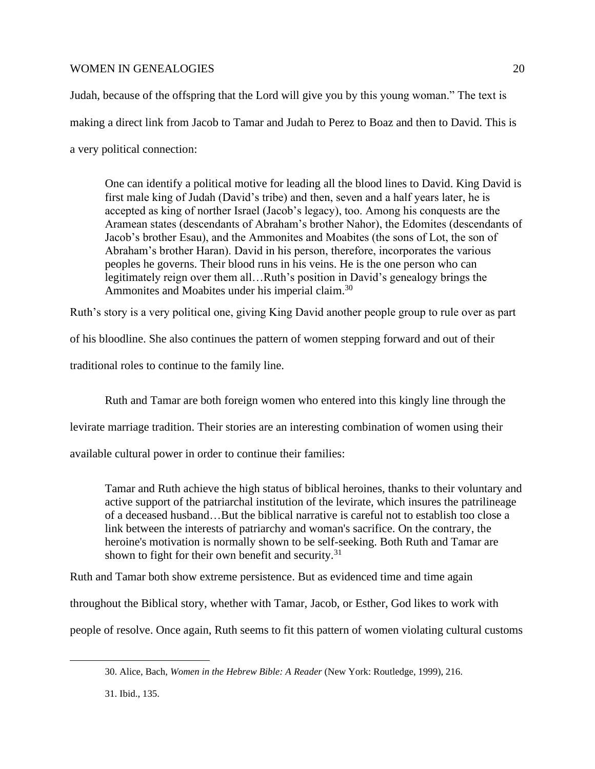Judah, because of the offspring that the Lord will give you by this young woman." The text is making a direct link from Jacob to Tamar and Judah to Perez to Boaz and then to David. This is a very political connection:

> One can identify a political motive for leading all the blood lines to David. King David is first male king of Judah (David's tribe) and then, seven and a half years later, he is accepted as king of norther Israel (Jacob's legacy), too. Among his conquests are the Aramean states (descendants of Abraham's brother Nahor), the Edomites (descendants of Jacob's brother Esau), and the Ammonites and Moabites (the sons of Lot, the son of Abraham's brother Haran). David in his person, therefore, incorporates the various peoples he governs. Their blood runs in his veins. He is the one person who can legitimately reign over them all…Ruth's position in David's genealogy brings the Ammonites and Moabites under his imperial claim.[30]

Ruth's story is a very political one, giving King David another people group to rule over as part of his bloodline. She also continues the pattern of women stepping forward and out of their traditional roles to continue to the family line.

Ruth and Tamar are both foreign women who entered into this kingly line through the levirate marriage tradition. Their stories are an interesting combination of women using their available cultural power in order to continue their families:

> Tamar and Ruth achieve the high status of biblical heroines, thanks to their voluntary and active support of the patriarchal institution of the levirate, which insures the patrilineage of a deceased husband…But the biblical narrative is careful not to establish too close a link between the interests of patriarchy and woman's sacrifice. On the contrary, the heroine's motivation is normally shown to be self-seeking. Both Ruth and Tamar are shown to fight for their own benefit and security.[31]

Ruth and Tamar both show extreme persistence. But as evidenced time and time again throughout the Biblical story, whether with Tamar, Jacob, or Esther, God likes to work with people of resolve. Once again, Ruth seems to fit this pattern of women violating cultural customs

---

30. Alice, Bach, *Women in the Hebrew Bible: A Reader* (New York: Routledge, 1999), 216.

31. Ibid., 135.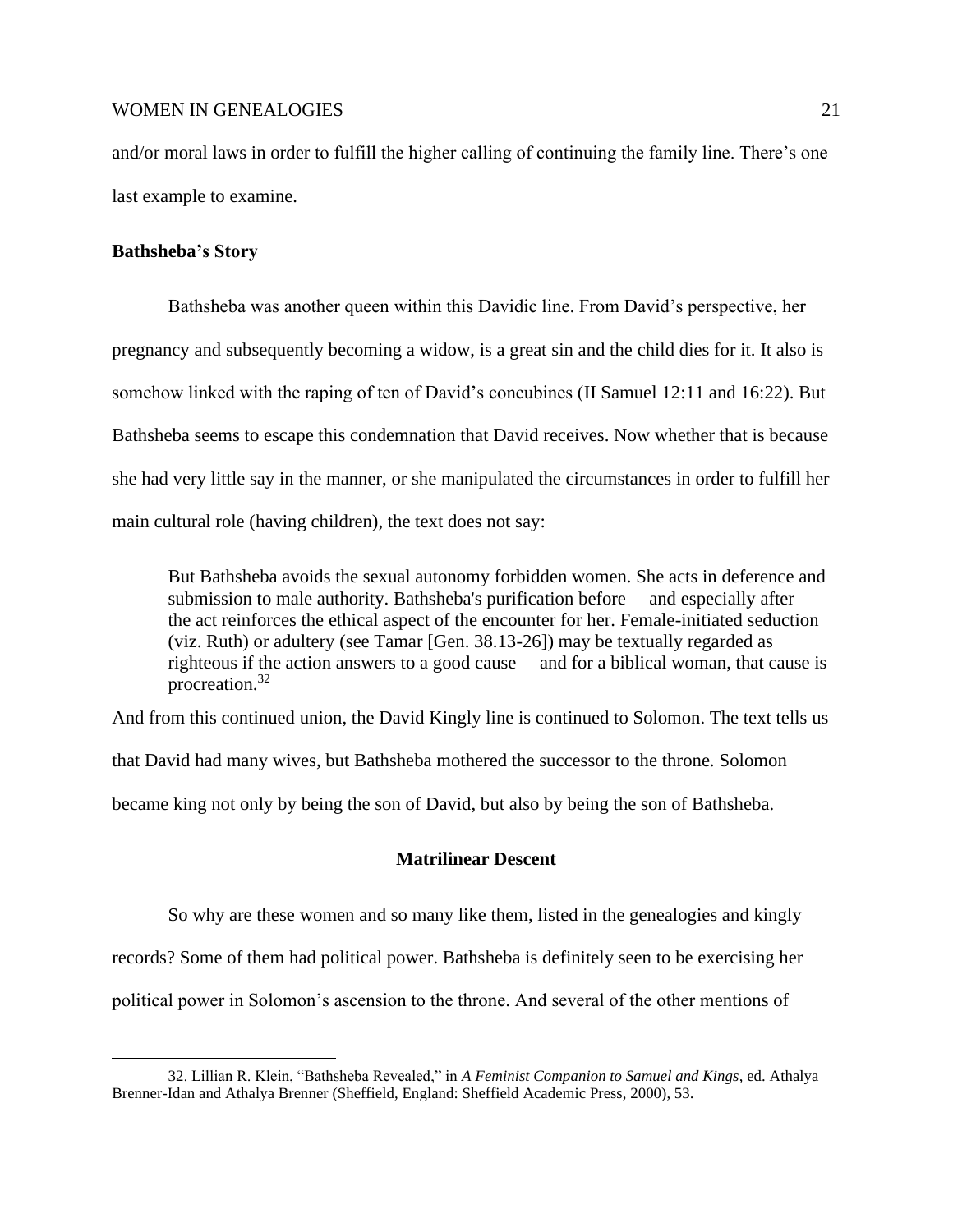and/or moral laws in order to fulfill the higher calling of continuing the family line. There's one last example to examine.

### Bathsheba's Story

Bathsheba was another queen within this Davidic line. From David's perspective, her pregnancy and subsequently becoming a widow, is a great sin and the child dies for it. It also is somehow linked with the raping of ten of David's concubines (II Samuel 12:11 and 16:22). But Bathsheba seems to escape this condemnation that David receives. Now whether that is because she had very little say in the manner, or she manipulated the circumstances in order to fulfill her main cultural role (having children), the text does not say:

> But Bathsheba avoids the sexual autonomy forbidden women. She acts in deference and submission to male authority. Bathsheba's purification before— and especially after— the act reinforces the ethical aspect of the encounter for her. Female-initiated seduction (viz. Ruth) or adultery (see Tamar [Gen. 38.13-26]) may be textually regarded as righteous if the action answers to a good cause— and for a biblical woman, that cause is procreation.[32]

And from this continued union, the David Kingly line is continued to Solomon. The text tells us that David had many wives, but Bathsheba mothered the successor to the throne. Solomon became king not only by being the son of David, but also by being the son of Bathsheba.

## Matrilinear Descent

So why are these women and so many like them, listed in the genealogies and kingly records? Some of them had political power. Bathsheba is definitely seen to be exercising her political power in Solomon's ascension to the throne. And several of the other mentions of

32. Lillian R. Klein, "Bathsheba Revealed," in *A Feminist Companion to Samuel and Kings*, ed. Athalya Brenner-Idan and Athalya Brenner (Sheffield, England: Sheffield Academic Press, 2000), 53.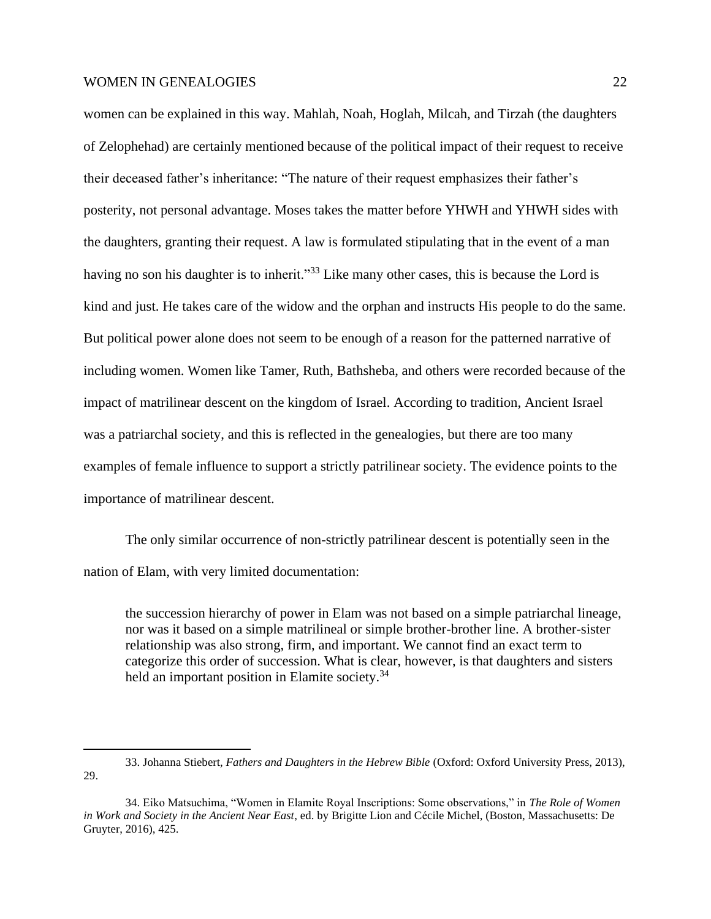women can be explained in this way. Mahlah, Noah, Hoglah, Milcah, and Tirzah (the daughters of Zelophehad) are certainly mentioned because of the political impact of their request to receive their deceased father's inheritance: "The nature of their request emphasizes their father's posterity, not personal advantage. Moses takes the matter before YHWH and YHWH sides with the daughters, granting their request. A law is formulated stipulating that in the event of a man having no son his daughter is to inherit."[33] Like many other cases, this is because the Lord is kind and just. He takes care of the widow and the orphan and instructs His people to do the same. But political power alone does not seem to be enough of a reason for the patterned narrative of including women. Women like Tamer, Ruth, Bathsheba, and others were recorded because of the impact of matrilinear descent on the kingdom of Israel. According to tradition, Ancient Israel was a patriarchal society, and this is reflected in the genealogies, but there are too many examples of female influence to support a strictly patrilinear society. The evidence points to the importance of matrilinear descent.

The only similar occurrence of non-strictly patrilinear descent is potentially seen in the nation of Elam, with very limited documentation:

> the succession hierarchy of power in Elam was not based on a simple patriarchal lineage, nor was it based on a simple matrilineal or simple brother-brother line. A brother-sister relationship was also strong, firm, and important. We cannot find an exact term to categorize this order of succession. What is clear, however, is that daughters and sisters held an important position in Elamite society.[34]

---

33. Johanna Stiebert, *Fathers and Daughters in the Hebrew Bible* (Oxford: Oxford University Press, 2013), 29.

34. Eiko Matsuchima, "Women in Elamite Royal Inscriptions: Some observations," in *The Role of Women in Work and Society in the Ancient Near East*, ed. by Brigitte Lion and Cécile Michel, (Boston, Massachusetts: De Gruyter, 2016), 425.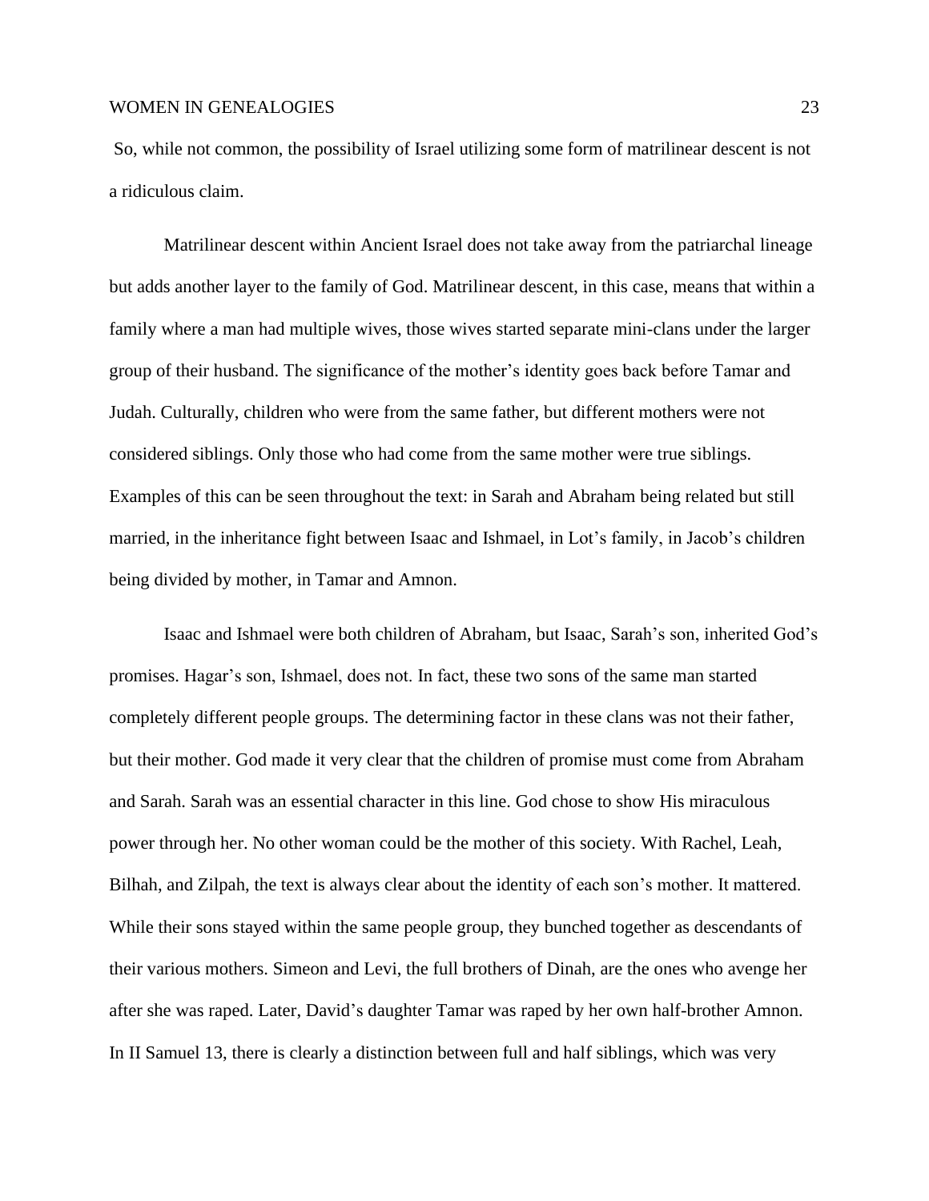So, while not common, the possibility of Israel utilizing some form of matrilinear descent is not a ridiculous claim.

Matrilinear descent within Ancient Israel does not take away from the patriarchal lineage but adds another layer to the family of God. Matrilinear descent, in this case, means that within a family where a man had multiple wives, those wives started separate mini-clans under the larger group of their husband. The significance of the mother's identity goes back before Tamar and Judah. Culturally, children who were from the same father, but different mothers were not considered siblings. Only those who had come from the same mother were true siblings. Examples of this can be seen throughout the text: in Sarah and Abraham being related but still married, in the inheritance fight between Isaac and Ishmael, in Lot's family, in Jacob's children being divided by mother, in Tamar and Amnon.

Isaac and Ishmael were both children of Abraham, but Isaac, Sarah's son, inherited God's promises. Hagar's son, Ishmael, does not. In fact, these two sons of the same man started completely different people groups. The determining factor in these clans was not their father, but their mother. God made it very clear that the children of promise must come from Abraham and Sarah. Sarah was an essential character in this line. God chose to show His miraculous power through her. No other woman could be the mother of this society. With Rachel, Leah, Bilhah, and Zilpah, the text is always clear about the identity of each son's mother. It mattered. While their sons stayed within the same people group, they bunched together as descendants of their various mothers. Simeon and Levi, the full brothers of Dinah, are the ones who avenge her after she was raped. Later, David's daughter Tamar was raped by her own half-brother Amnon. In II Samuel 13, there is clearly a distinction between full and half siblings, which was very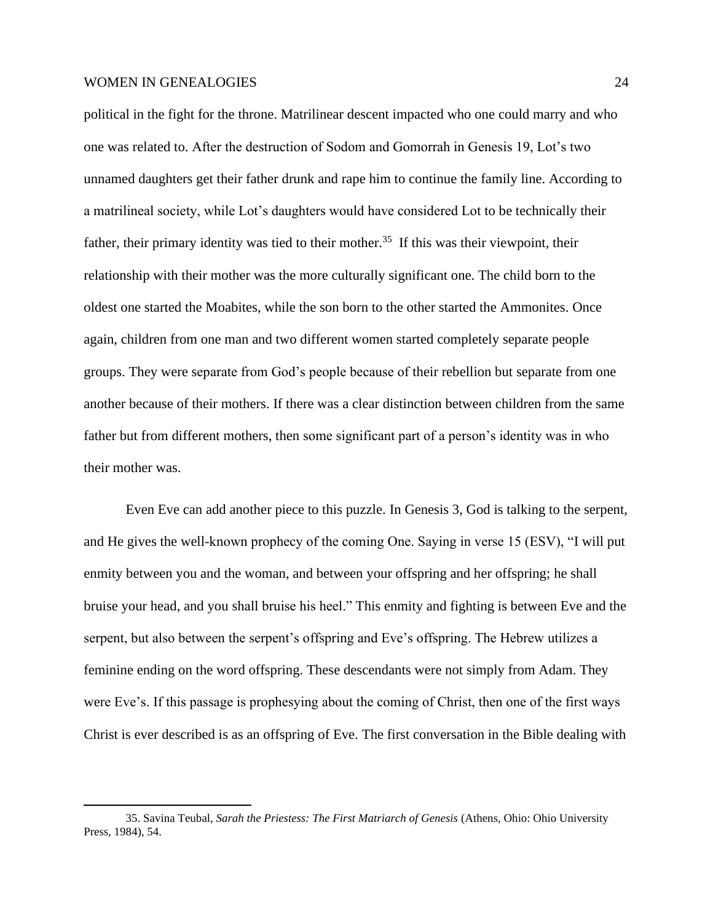political in the fight for the throne. Matrilinear descent impacted who one could marry and who one was related to. After the destruction of Sodom and Gomorrah in Genesis 19, Lot's two unnamed daughters get their father drunk and rape him to continue the family line. According to a matrilineal society, while Lot's daughters would have considered Lot to be technically their father, their primary identity was tied to their mother.[35] If this was their viewpoint, their relationship with their mother was the more culturally significant one. The child born to the oldest one started the Moabites, while the son born to the other started the Ammonites. Once again, children from one man and two different women started completely separate people groups. They were separate from God's people because of their rebellion but separate from one another because of their mothers. If there was a clear distinction between children from the same father but from different mothers, then some significant part of a person's identity was in who their mother was.

Even Eve can add another piece to this puzzle. In Genesis 3, God is talking to the serpent, and He gives the well-known prophecy of the coming One. Saying in verse 15 (ESV), "I will put enmity between you and the woman, and between your offspring and her offspring; he shall bruise your head, and you shall bruise his heel." This enmity and fighting is between Eve and the serpent, but also between the serpent's offspring and Eve's offspring. The Hebrew utilizes a feminine ending on the word offspring. These descendants were not simply from Adam. They were Eve's. If this passage is prophesying about the coming of Christ, then one of the first ways Christ is ever described is as an offspring of Eve. The first conversation in the Bible dealing with

---

35. Savina Teubal, *Sarah the Priestess: The First Matriarch of Genesis* (Athens, Ohio: Ohio University Press, 1984), 54.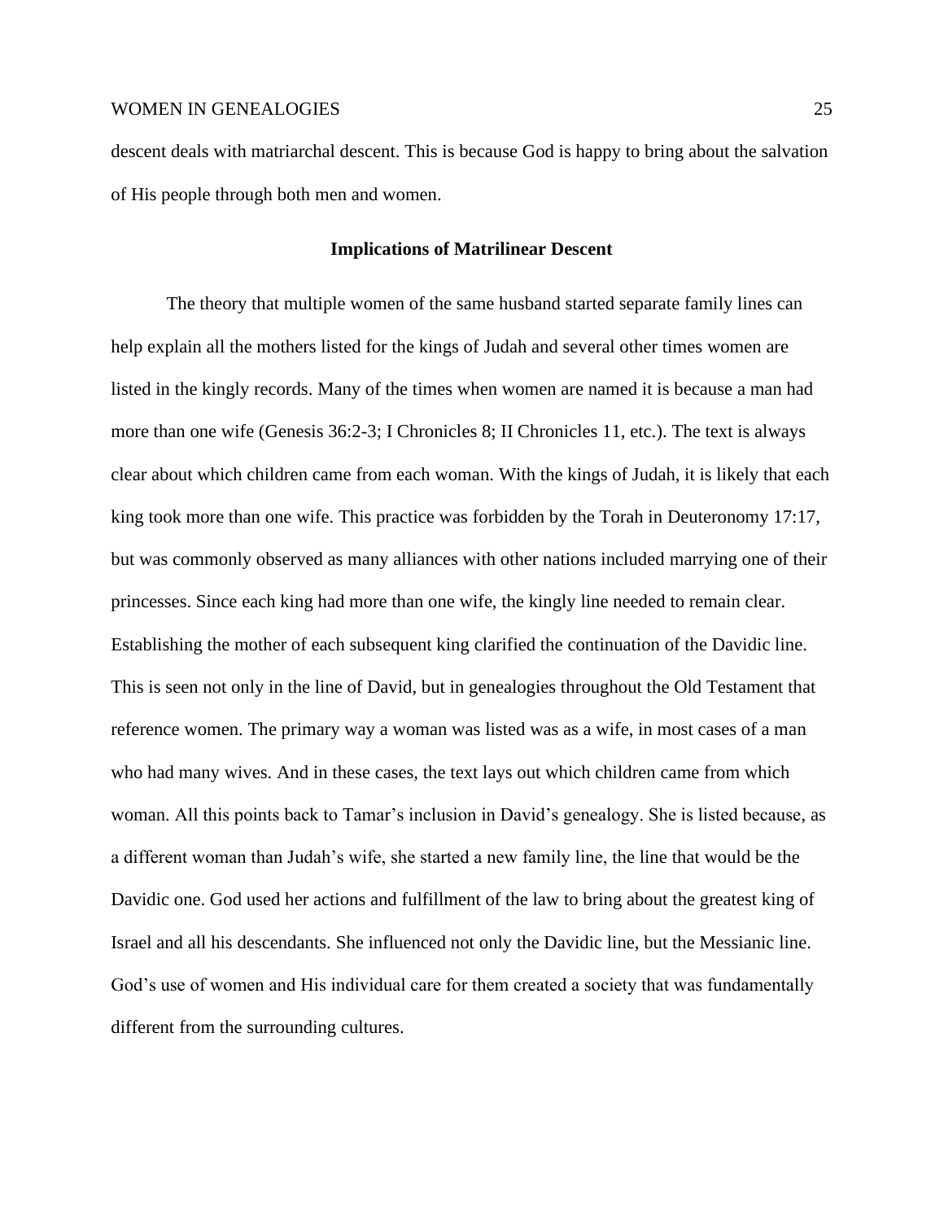descent deals with matriarchal descent. This is because God is happy to bring about the salvation of His people through both men and women.

## Implications of Matrilinear Descent

The theory that multiple women of the same husband started separate family lines can help explain all the mothers listed for the kings of Judah and several other times women are listed in the kingly records. Many of the times when women are named it is because a man had more than one wife (Genesis 36:2-3; I Chronicles 8; II Chronicles 11, etc.). The text is always clear about which children came from each woman. With the kings of Judah, it is likely that each king took more than one wife. This practice was forbidden by the Torah in Deuteronomy 17:17, but was commonly observed as many alliances with other nations included marrying one of their princesses. Since each king had more than one wife, the kingly line needed to remain clear. Establishing the mother of each subsequent king clarified the continuation of the Davidic line. This is seen not only in the line of David, but in genealogies throughout the Old Testament that reference women. The primary way a woman was listed was as a wife, in most cases of a man who had many wives. And in these cases, the text lays out which children came from which woman. All this points back to Tamar's inclusion in David's genealogy. She is listed because, as a different woman than Judah's wife, she started a new family line, the line that would be the Davidic one. God used her actions and fulfillment of the law to bring about the greatest king of Israel and all his descendants. She influenced not only the Davidic line, but the Messianic line. God's use of women and His individual care for them created a society that was fundamentally different from the surrounding cultures.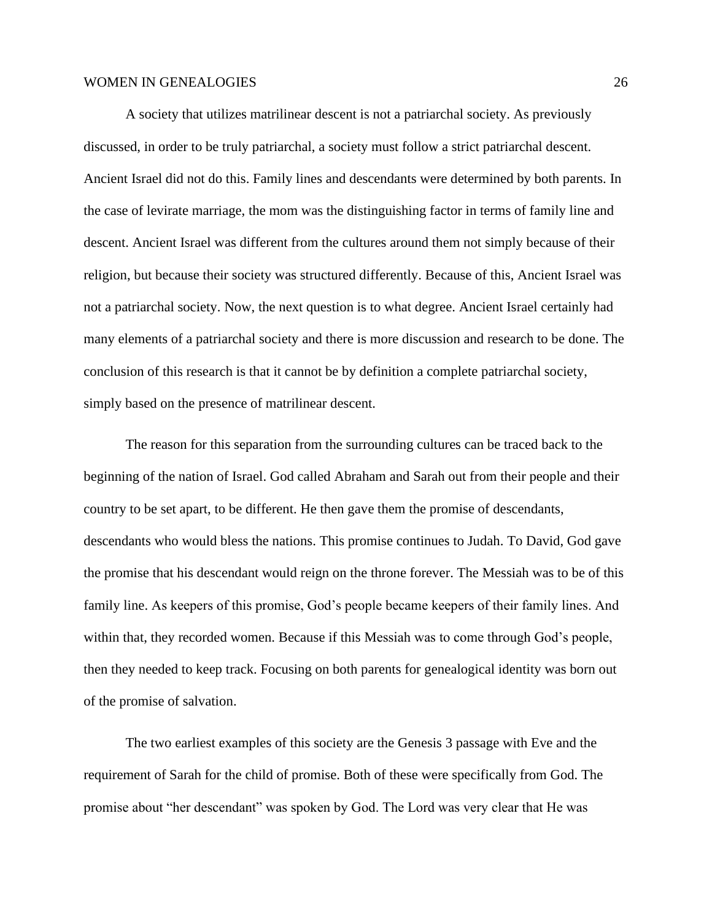A society that utilizes matrilinear descent is not a patriarchal society. As previously discussed, in order to be truly patriarchal, a society must follow a strict patriarchal descent. Ancient Israel did not do this. Family lines and descendants were determined by both parents. In the case of levirate marriage, the mom was the distinguishing factor in terms of family line and descent. Ancient Israel was different from the cultures around them not simply because of their religion, but because their society was structured differently. Because of this, Ancient Israel was not a patriarchal society. Now, the next question is to what degree. Ancient Israel certainly had many elements of a patriarchal society and there is more discussion and research to be done. The conclusion of this research is that it cannot be by definition a complete patriarchal society, simply based on the presence of matrilinear descent.

The reason for this separation from the surrounding cultures can be traced back to the beginning of the nation of Israel. God called Abraham and Sarah out from their people and their country to be set apart, to be different. He then gave them the promise of descendants, descendants who would bless the nations. This promise continues to Judah. To David, God gave the promise that his descendant would reign on the throne forever. The Messiah was to be of this family line. As keepers of this promise, God's people became keepers of their family lines. And within that, they recorded women. Because if this Messiah was to come through God's people, then they needed to keep track. Focusing on both parents for genealogical identity was born out of the promise of salvation.

The two earliest examples of this society are the Genesis 3 passage with Eve and the requirement of Sarah for the child of promise. Both of these were specifically from God. The promise about "her descendant" was spoken by God. The Lord was very clear that He was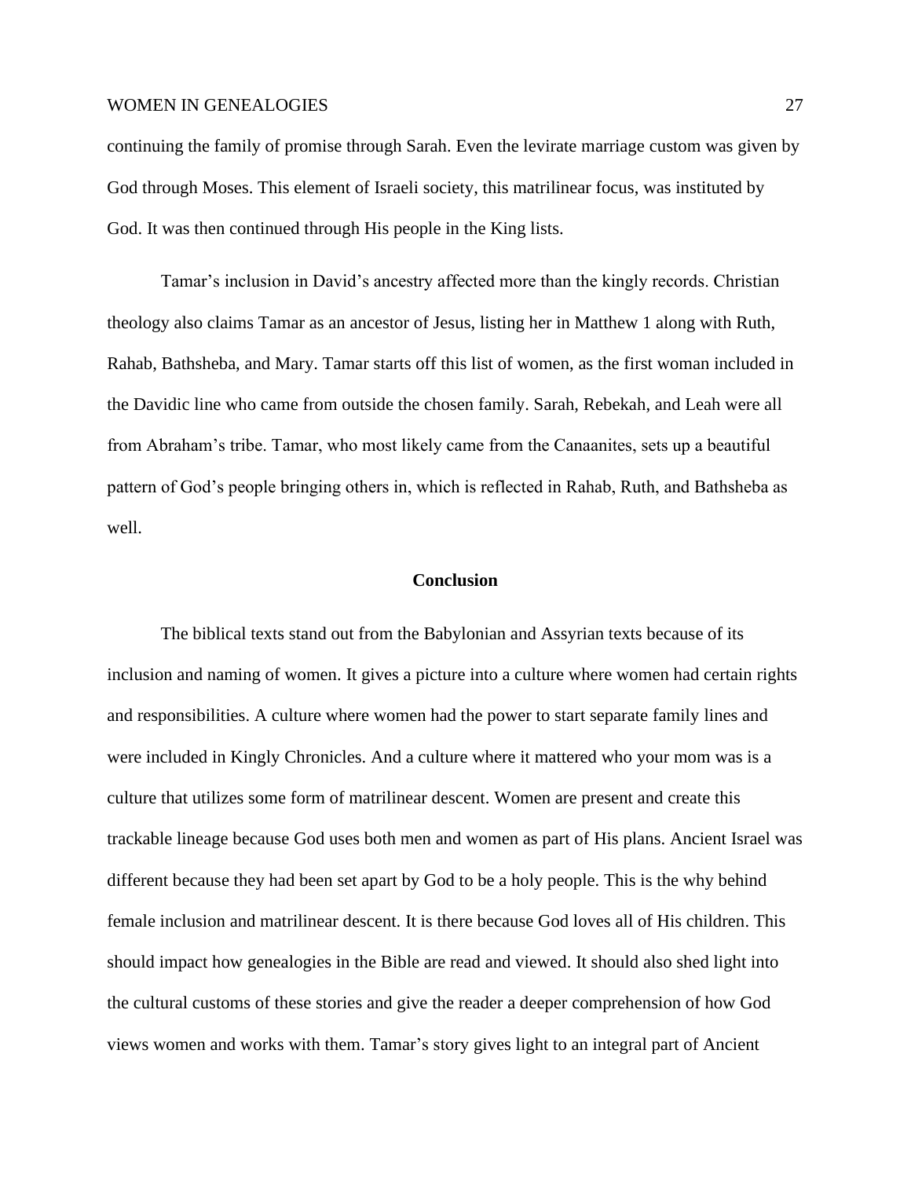continuing the family of promise through Sarah. Even the levirate marriage custom was given by God through Moses. This element of Israeli society, this matrilinear focus, was instituted by God. It was then continued through His people in the King lists.

Tamar's inclusion in David's ancestry affected more than the kingly records. Christian theology also claims Tamar as an ancestor of Jesus, listing her in Matthew 1 along with Ruth, Rahab, Bathsheba, and Mary. Tamar starts off this list of women, as the first woman included in the Davidic line who came from outside the chosen family. Sarah, Rebekah, and Leah were all from Abraham's tribe. Tamar, who most likely came from the Canaanites, sets up a beautiful pattern of God's people bringing others in, which is reflected in Rahab, Ruth, and Bathsheba as well.

## Conclusion

The biblical texts stand out from the Babylonian and Assyrian texts because of its inclusion and naming of women. It gives a picture into a culture where women had certain rights and responsibilities. A culture where women had the power to start separate family lines and were included in Kingly Chronicles. And a culture where it mattered who your mom was is a culture that utilizes some form of matrilinear descent. Women are present and create this trackable lineage because God uses both men and women as part of His plans. Ancient Israel was different because they had been set apart by God to be a holy people. This is the why behind female inclusion and matrilinear descent. It is there because God loves all of His children. This should impact how genealogies in the Bible are read and viewed. It should also shed light into the cultural customs of these stories and give the reader a deeper comprehension of how God views women and works with them. Tamar's story gives light to an integral part of Ancient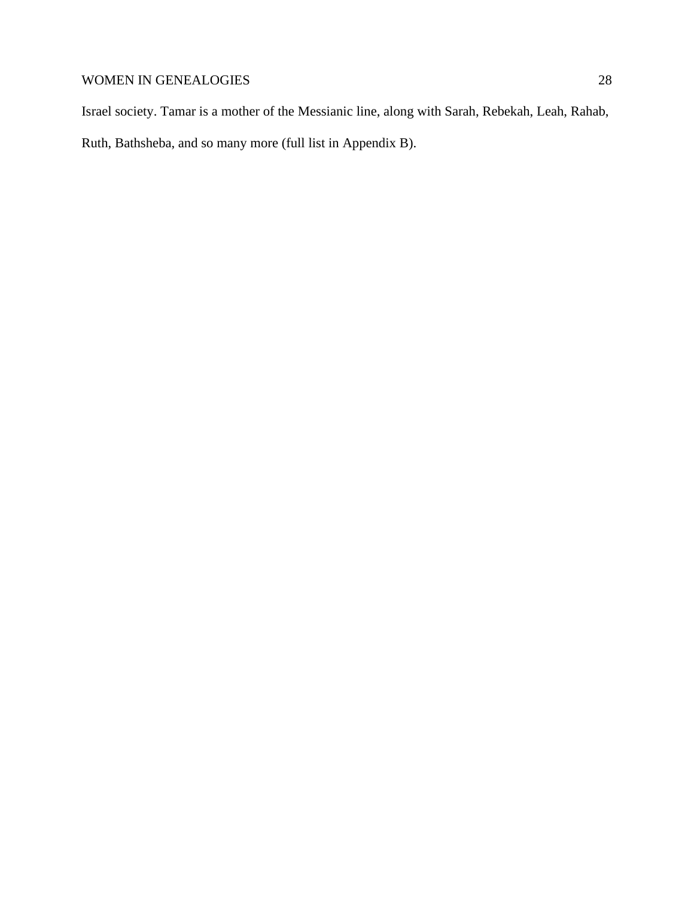Israel society. Tamar is a mother of the Messianic line, along with Sarah, Rebekah, Leah, Rahab, Ruth, Bathsheba, and so many more (full list in Appendix B).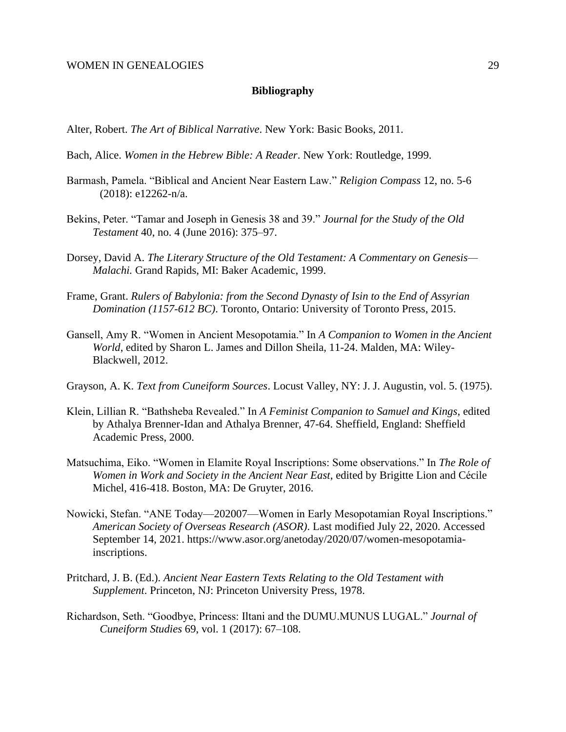**Bibliography**

Alter, Robert. *The Art of Biblical Narrative*. New York: Basic Books, 2011.

Bach, Alice. *Women in the Hebrew Bible: A Reader*. New York: Routledge, 1999.

Barmash, Pamela. "Biblical and Ancient Near Eastern Law." *Religion Compass* 12, no. 5-6 (2018): e12262-n/a.

Bekins, Peter. "Tamar and Joseph in Genesis 38 and 39." *Journal for the Study of the Old Testament* 40, no. 4 (June 2016): 375–97.

Dorsey, David A. *The Literary Structure of the Old Testament: A Commentary on Genesis—Malachi.* Grand Rapids, MI: Baker Academic, 1999.

Frame, Grant. *Rulers of Babylonia: from the Second Dynasty of Isin to the End of Assyrian Domination (1157-612 BC)*. Toronto, Ontario: University of Toronto Press, 2015.

Gansell, Amy R. "Women in Ancient Mesopotamia." In *A Companion to Women in the Ancient World*, edited by Sharon L. James and Dillon Sheila, 11-24. Malden, MA: Wiley-Blackwell, 2012.

Grayson, A. K. *Text from Cuneiform Sources*. Locust Valley, NY: J. J. Augustin, vol. 5. (1975).

Klein, Lillian R. "Bathsheba Revealed." In *A Feminist Companion to Samuel and Kings*, edited by Athalya Brenner-Idan and Athalya Brenner, 47-64. Sheffield, England: Sheffield Academic Press, 2000.

Matsuchima, Eiko. "Women in Elamite Royal Inscriptions: Some observations." In *The Role of Women in Work and Society in the Ancient Near East*, edited by Brigitte Lion and Cécile Michel, 416-418. Boston, MA: De Gruyter, 2016.

Nowicki, Stefan. "ANE Today—202007—Women in Early Mesopotamian Royal Inscriptions." *American Society of Overseas Research (ASOR)*. Last modified July 22, 2020. Accessed September 14, 2021. https://www.asor.org/anetoday/2020/07/women-mesopotamia-inscriptions.

Pritchard, J. B. (Ed.). *Ancient Near Eastern Texts Relating to the Old Testament with Supplement*. Princeton, NJ: Princeton University Press, 1978.

Richardson, Seth. "Goodbye, Princess: Iltani and the DUMU.MUNUS LUGAL." *Journal of Cuneiform Studies* 69, vol. 1 (2017): 67–108.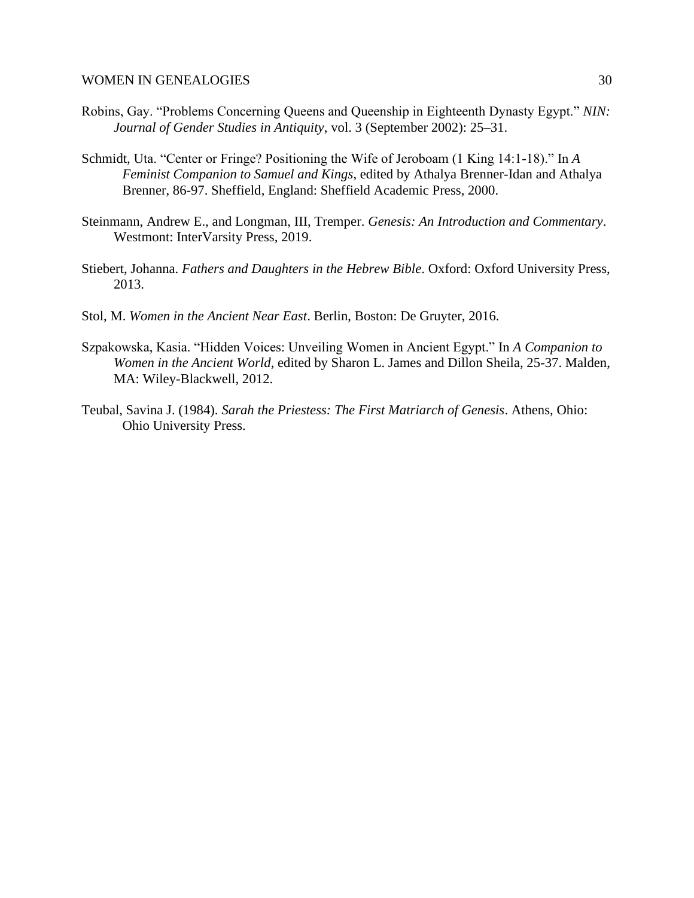Robins, Gay. "Problems Concerning Queens and Queenship in Eighteenth Dynasty Egypt." *NIN: Journal of Gender Studies in Antiquity*, vol. 3 (September 2002): 25–31.

Schmidt, Uta. "Center or Fringe? Positioning the Wife of Jeroboam (1 King 14:1-18)." In *A Feminist Companion to Samuel and Kings*, edited by Athalya Brenner-Idan and Athalya Brenner, 86-97. Sheffield, England: Sheffield Academic Press, 2000.

Steinmann, Andrew E., and Longman, III, Tremper. *Genesis: An Introduction and Commentary*. Westmont: InterVarsity Press, 2019.

Stiebert, Johanna. *Fathers and Daughters in the Hebrew Bible*. Oxford: Oxford University Press, 2013.

Stol, M. *Women in the Ancient Near East*. Berlin, Boston: De Gruyter, 2016.

Szpakowska, Kasia. "Hidden Voices: Unveiling Women in Ancient Egypt." In *A Companion to Women in the Ancient World*, edited by Sharon L. James and Dillon Sheila, 25-37. Malden, MA: Wiley-Blackwell, 2012.

Teubal, Savina J. (1984). *Sarah the Priestess: The First Matriarch of Genesis*. Athens, Ohio: Ohio University Press.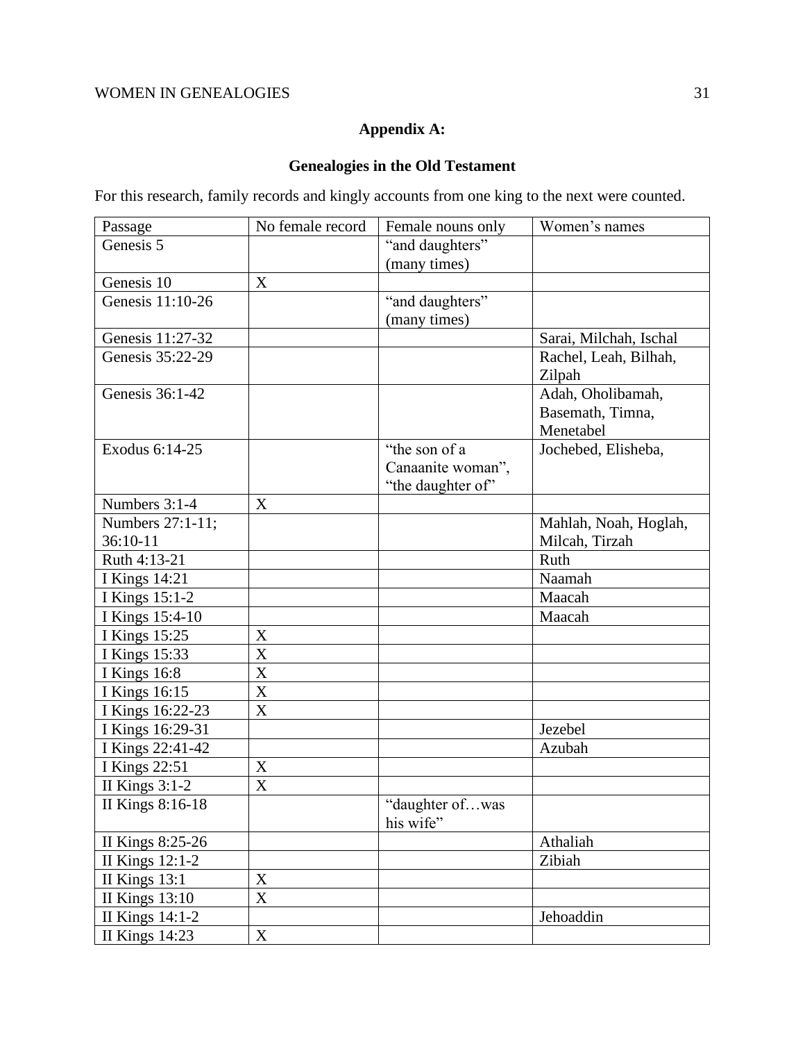**Appendix A:**

**Genealogies in the Old Testament**

For this research, family records and kingly accounts from one king to the next were counted.

| Passage | No female record | Female nouns only | Women's names |
|---|---|---|---|
| Genesis 5 | | "and daughters" (many times) | |
| Genesis 10 | X | | |
| Genesis 11:10-26 | | "and daughters" (many times) | |
| Genesis 11:27-32 | | | Sarai, Milchah, Ischal |
| Genesis 35:22-29 | | | Rachel, Leah, Bilhah, Zilpah |
| Genesis 36:1-42 | | | Adah, Oholibamah, Basemath, Timna, Menetabel |
| Exodus 6:14-25 | | "the son of a Canaanite woman", "the daughter of" | Jochebed, Elisheba, |
| Numbers 3:1-4 | X | | |
| Numbers 27:1-11; 36:10-11 | | | Mahlah, Noah, Hoglah, Milcah, Tirzah |
| Ruth 4:13-21 | | | Ruth |
| I Kings 14:21 | | | Naamah |
| I Kings 15:1-2 | | | Maacah |
| I Kings 15:4-10 | | | Maacah |
| I Kings 15:25 | X | | |
| I Kings 15:33 | X | | |
| I Kings 16:8 | X | | |
| I Kings 16:15 | X | | |
| I Kings 16:22-23 | X | | |
| I Kings 16:29-31 | | | Jezebel |
| I Kings 22:41-42 | | | Azubah |
| I Kings 22:51 | X | | |
| II Kings 3:1-2 | X | | |
| II Kings 8:16-18 | | "daughter of…was his wife" | |
| II Kings 8:25-26 | | | Athaliah |
| II Kings 12:1-2 | | | Zibiah |
| II Kings 13:1 | X | | |
| II Kings 13:10 | X | | |
| II Kings 14:1-2 | | | Jehoaddin |
| II Kings 14:23 | X | | |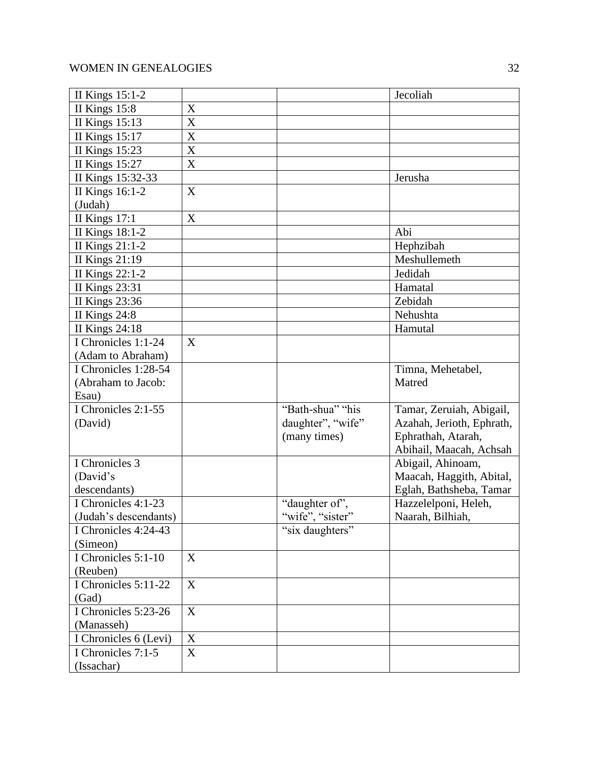| | | | |
|---|---|---|---|
| II Kings 15:1-2 | | | Jecoliah |
| II Kings 15:8 | X | | |
| II Kings 15:13 | X | | |
| II Kings 15:17 | X | | |
| II Kings 15:23 | X | | |
| II Kings 15:27 | X | | |
| II Kings 15:32-33 | | | Jerusha |
| II Kings 16:1-2 (Judah) | X | | |
| II Kings 17:1 | X | | |
| II Kings 18:1-2 | | | Abi |
| II Kings 21:1-2 | | | Hephzibah |
| II Kings 21:19 | | | Meshullemeth |
| II Kings 22:1-2 | | | Jedidah |
| II Kings 23:31 | | | Hamatal |
| II Kings 23:36 | | | Zebidah |
| II Kings 24:8 | | | Nehushta |
| II Kings 24:18 | | | Hamutal |
| I Chronicles 1:1-24 (Adam to Abraham) | X | | |
| I Chronicles 1:28-54 (Abraham to Jacob: Esau) | | | Timna, Mehetabel, Matred |
| I Chronicles 2:1-55 (David) | | "Bath-shua" "his daughter", "wife" (many times) | Tamar, Zeruiah, Abigail, Azahah, Jerioth, Ephrath, Ephrathah, Atarah, Abihail, Maacah, Achsah |
| I Chronicles 3 (David's descendants) | | | Abigail, Ahinoam, Maacah, Haggith, Abital, Eglah, Bathsheba, Tamar |
| I Chronicles 4:1-23 (Judah's descendants) | | "daughter of", "wife", "sister" | Hazzelelponi, Heleh, Naarah, Bilhiah, |
| I Chronicles 4:24-43 (Simeon) | | "six daughters" | |
| I Chronicles 5:1-10 (Reuben) | X | | |
| I Chronicles 5:11-22 (Gad) | X | | |
| I Chronicles 5:23-26 (Manasseh) | X | | |
| I Chronicles 6 (Levi) | X | | |
| I Chronicles 7:1-5 (Issachar) | X | | |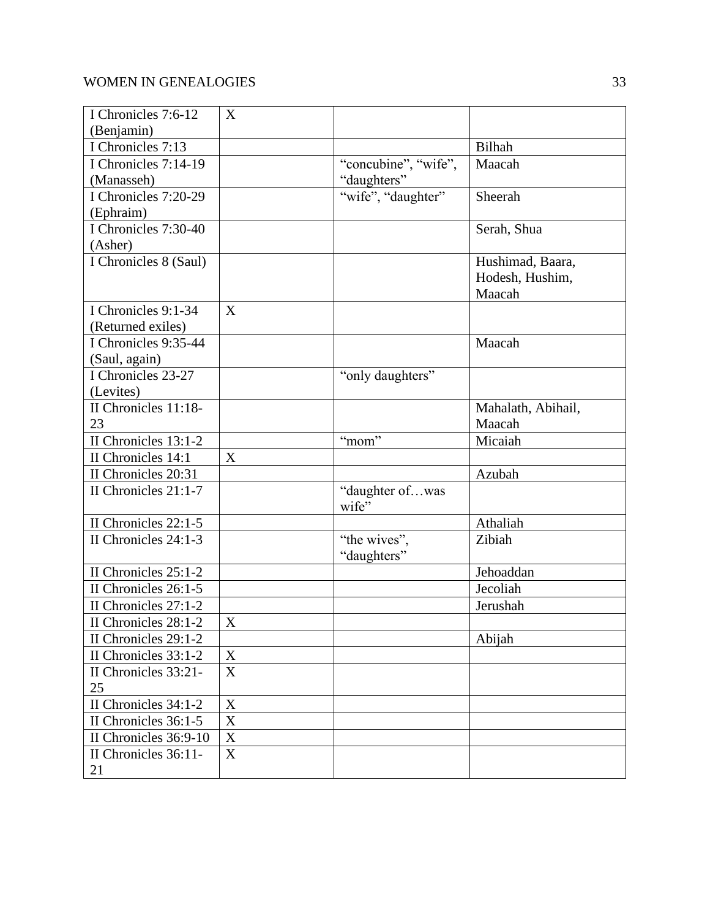| | | | |
|---|---|---|---|
| I Chronicles 7:6-12 (Benjamin) | X | | |
| I Chronicles 7:13 | | | Bilhah |
| I Chronicles 7:14-19 (Manasseh) | | "concubine", "wife", "daughters" | Maacah |
| I Chronicles 7:20-29 (Ephraim) | | "wife", "daughter" | Sheerah |
| I Chronicles 7:30-40 (Asher) | | | Serah, Shua |
| I Chronicles 8 (Saul) | | | Hushimad, Baara, Hodesh, Hushim, Maacah |
| I Chronicles 9:1-34 (Returned exiles) | X | | |
| I Chronicles 9:35-44 (Saul, again) | | | Maacah |
| I Chronicles 23-27 (Levites) | | "only daughters" | |
| II Chronicles 11:18-23 | | | Mahalath, Abihail, Maacah |
| II Chronicles 13:1-2 | | "mom" | Micaiah |
| II Chronicles 14:1 | X | | |
| II Chronicles 20:31 | | | Azubah |
| II Chronicles 21:1-7 | | "daughter of…was wife" | |
| II Chronicles 22:1-5 | | | Athaliah |
| II Chronicles 24:1-3 | | "the wives", "daughters" | Zibiah |
| II Chronicles 25:1-2 | | | Jehoaddan |
| II Chronicles 26:1-5 | | | Jecoliah |
| II Chronicles 27:1-2 | | | Jerushah |
| II Chronicles 28:1-2 | X | | |
| II Chronicles 29:1-2 | | | Abijah |
| II Chronicles 33:1-2 | X | | |
| II Chronicles 33:21-25 | X | | |
| II Chronicles 34:1-2 | X | | |
| II Chronicles 36:1-5 | X | | |
| II Chronicles 36:9-10 | X | | |
| II Chronicles 36:11-21 | X | | |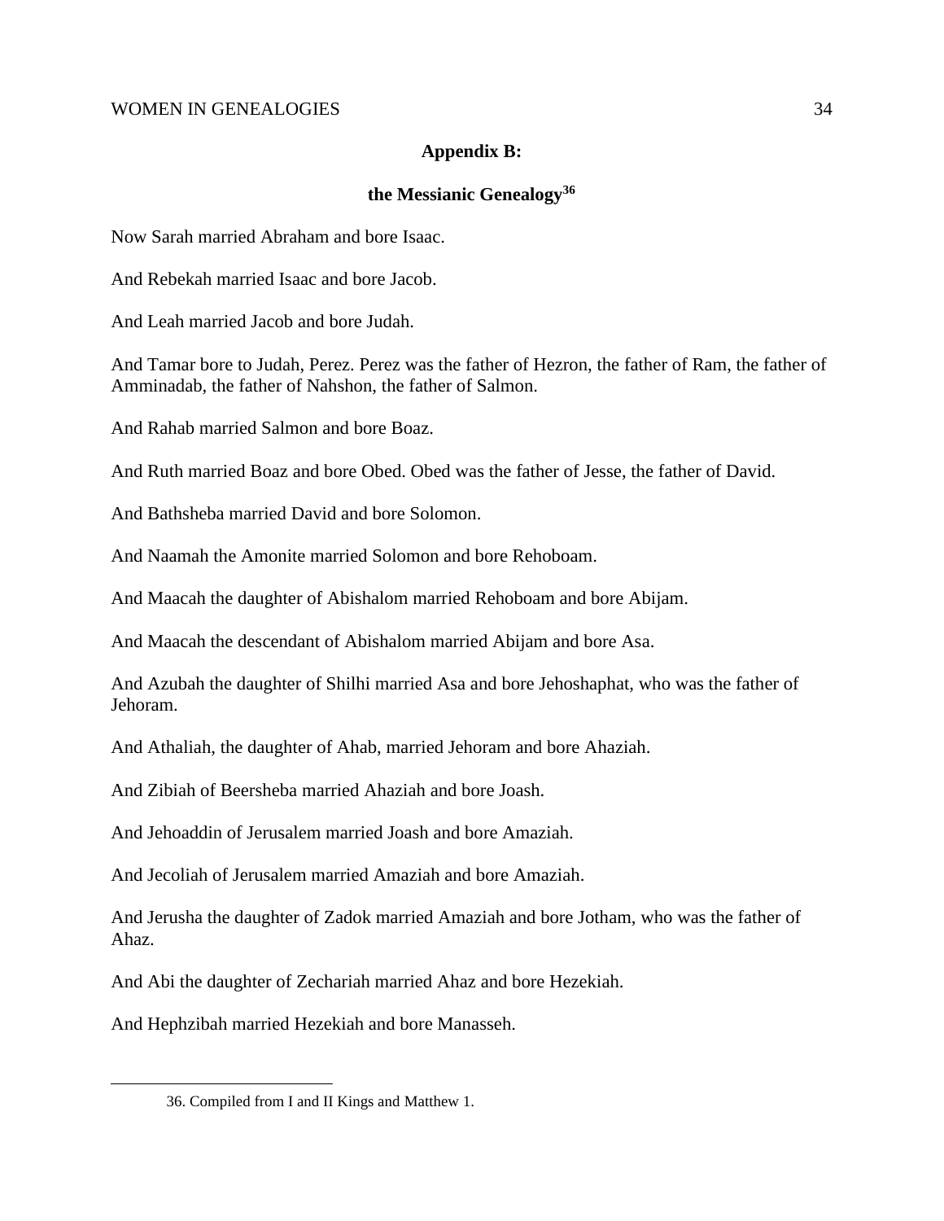## Appendix B:

## the Messianic Genealogy[36]

Now Sarah married Abraham and bore Isaac.

And Rebekah married Isaac and bore Jacob.

And Leah married Jacob and bore Judah.

And Tamar bore to Judah, Perez. Perez was the father of Hezron, the father of Ram, the father of Amminadab, the father of Nahshon, the father of Salmon.

And Rahab married Salmon and bore Boaz.

And Ruth married Boaz and bore Obed. Obed was the father of Jesse, the father of David.

And Bathsheba married David and bore Solomon.

And Naamah the Amonite married Solomon and bore Rehoboam.

And Maacah the daughter of Abishalom married Rehoboam and bore Abijam.

And Maacah the descendant of Abishalom married Abijam and bore Asa.

And Azubah the daughter of Shilhi married Asa and bore Jehoshaphat, who was the father of Jehoram.

And Athaliah, the daughter of Ahab, married Jehoram and bore Ahaziah.

And Zibiah of Beersheba married Ahaziah and bore Joash.

And Jehoaddin of Jerusalem married Joash and bore Amaziah.

And Jecoliah of Jerusalem married Amaziah and bore Amaziah.

And Jerusha the daughter of Zadok married Amaziah and bore Jotham, who was the father of Ahaz.

And Abi the daughter of Zechariah married Ahaz and bore Hezekiah.

And Hephzibah married Hezekiah and bore Manasseh.

---

36. Compiled from I and II Kings and Matthew 1.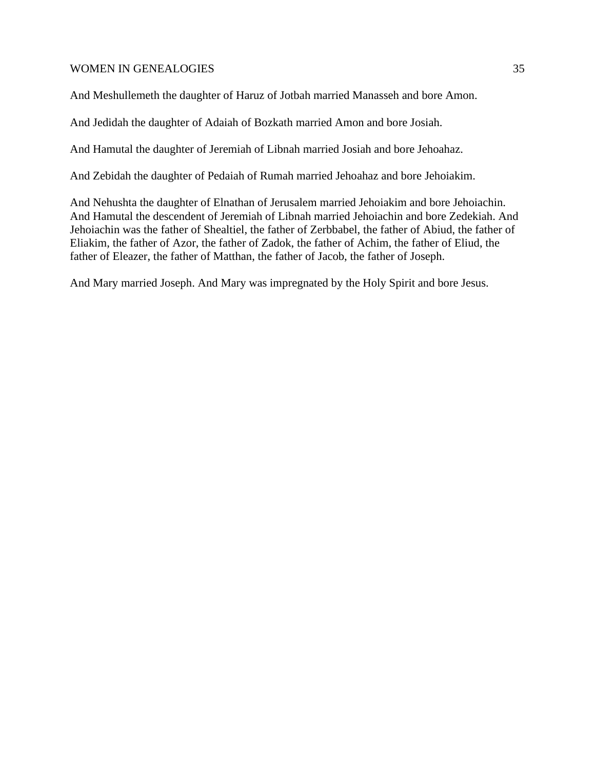And Meshullemeth the daughter of Haruz of Jotbah married Manasseh and bore Amon.

And Jedidah the daughter of Adaiah of Bozkath married Amon and bore Josiah.

And Hamutal the daughter of Jeremiah of Libnah married Josiah and bore Jehoahaz.

And Zebidah the daughter of Pedaiah of Rumah married Jehoahaz and bore Jehoiakim.

And Nehushta the daughter of Elnathan of Jerusalem married Jehoiakim and bore Jehoiachin. And Hamutal the descendent of Jeremiah of Libnah married Jehoiachin and bore Zedekiah. And Jehoiachin was the father of Shealtiel, the father of Zerbbabel, the father of Abiud, the father of Eliakim, the father of Azor, the father of Zadok, the father of Achim, the father of Eliud, the father of Eleazer, the father of Matthan, the father of Jacob, the father of Joseph.

And Mary married Joseph. And Mary was impregnated by the Holy Spirit and bore Jesus.